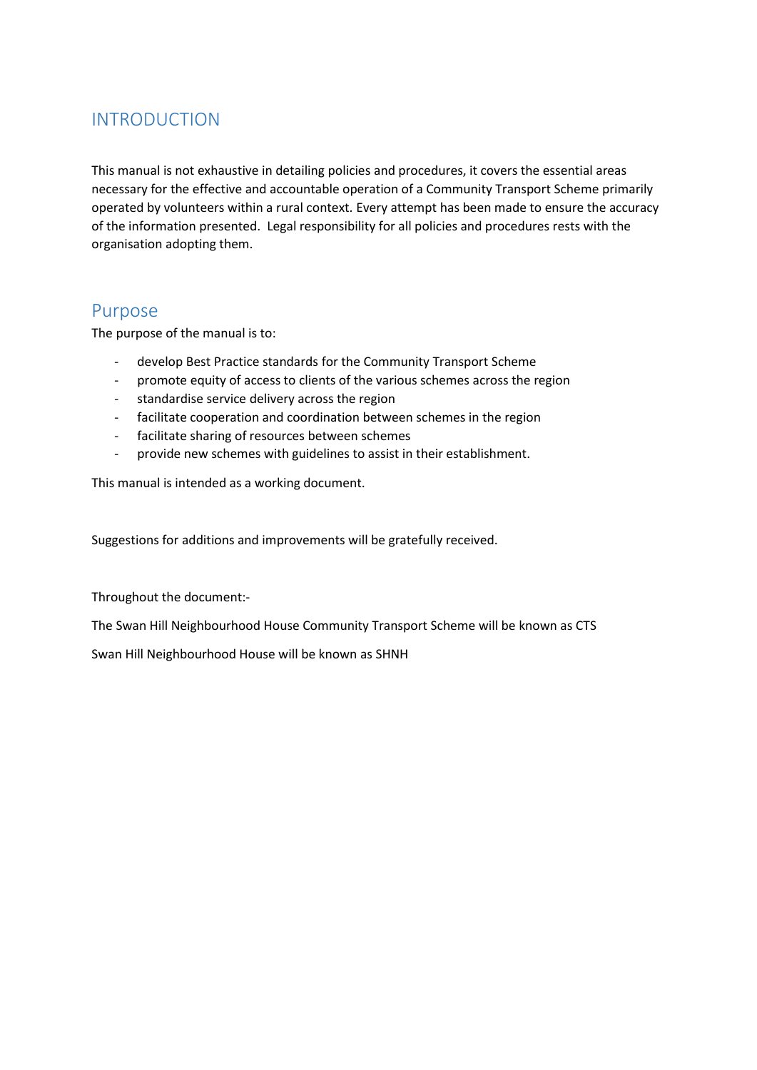# INTRODUCTION

This manual is not exhaustive in detailing policies and procedures, it covers the essential areas necessary for the effective and accountable operation of a Community Transport Scheme primarily operated by volunteers within a rural context. Every attempt has been made to ensure the accuracy of the information presented. Legal responsibility for all policies and procedures rests with the organisation adopting them.

## Purpose

The purpose of the manual is to:

- develop Best Practice standards for the Community Transport Scheme
- promote equity of access to clients of the various schemes across the region
- standardise service delivery across the region
- facilitate cooperation and coordination between schemes in the region
- facilitate sharing of resources between schemes
- provide new schemes with guidelines to assist in their establishment.

This manual is intended as a working document.

Suggestions for additions and improvements will be gratefully received.

Throughout the document:-

The Swan Hill Neighbourhood House Community Transport Scheme will be known as CTS

Swan Hill Neighbourhood House will be known as SHNH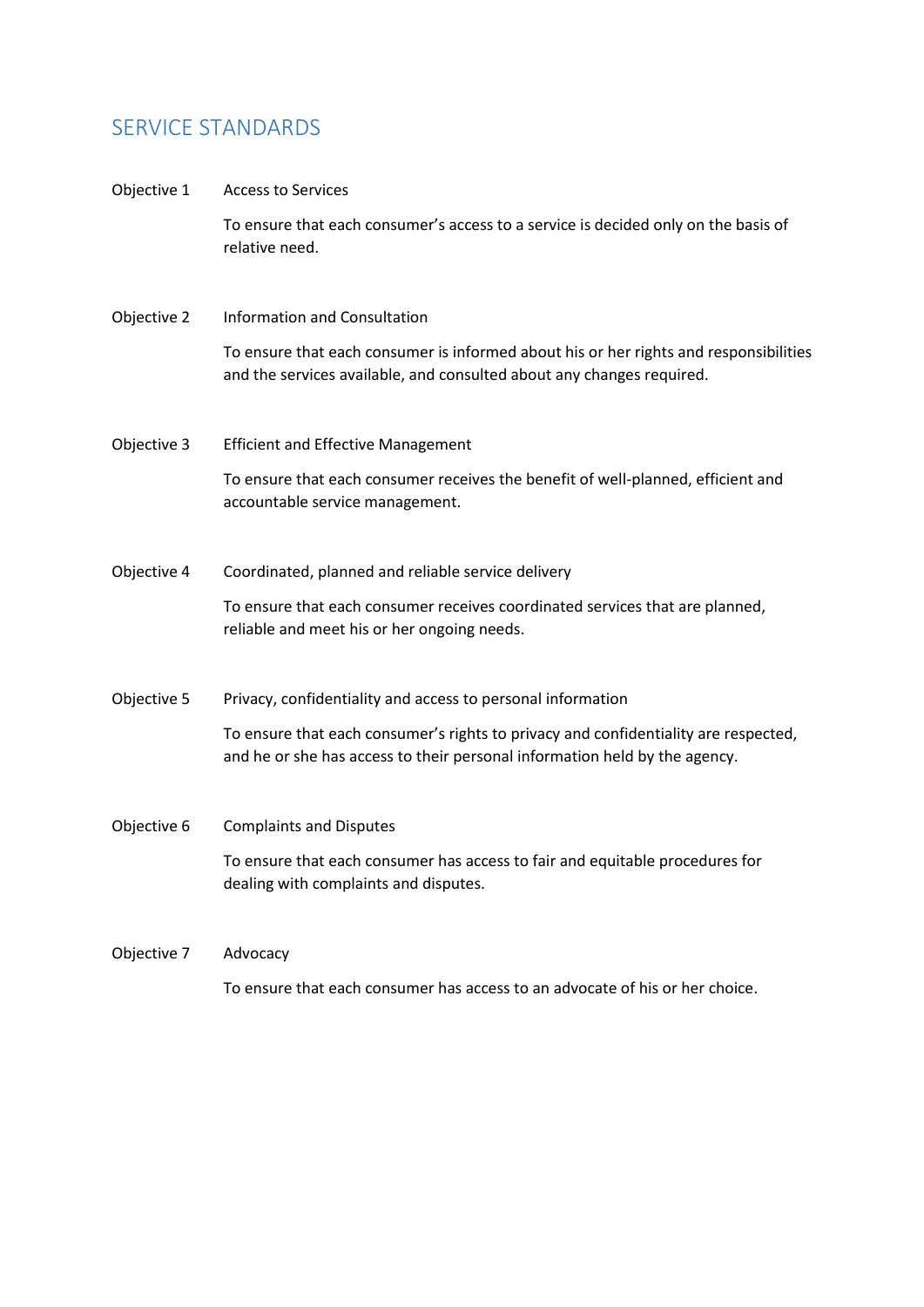## SERVICE STANDARDS

**Objective 1** Access to Services

To ensure that each consumer's access to a service is decided only on the basis of relative need.

**Objective 2** Information and Consultation

To ensure that each consumer is informed about his or her rights and responsibilities and the services available, and consulted about any changes required.

**Objective 3** Efficient and Effective Management

To ensure that each consumer receives the benefit of well-planned, efficient and accountable service management.

**Objective 4** Coordinated, planned and reliable service delivery

To ensure that each consumer receives coordinated services that are planned, reliable and meet his or her ongoing needs.

**Objective 5** Privacy, confidentiality and access to personal information

To ensure that each consumer's rights to privacy and confidentiality are respected, and he or she has access to their personal information held by the agency.

**Objective 6** Complaints and Disputes

To ensure that each consumer has access to fair and equitable procedures for dealing with complaints and disputes.

**Objective 7** Advocacy

To ensure that each consumer has access to an advocate of his or her choice.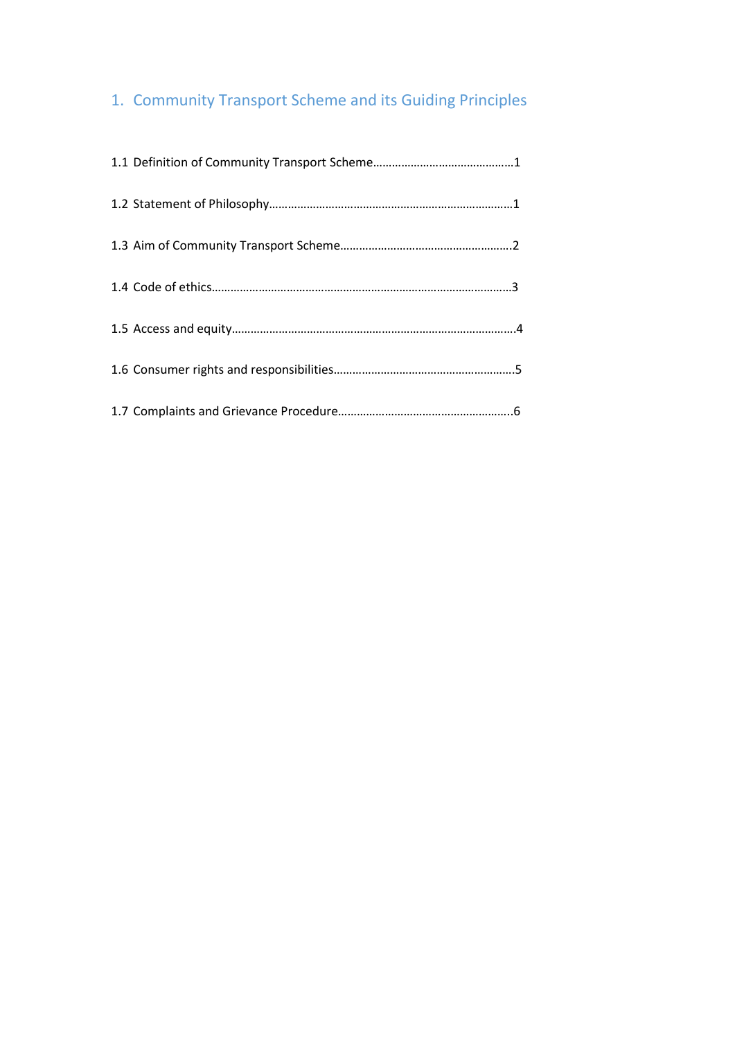# 1. Community Transport Scheme and its Guiding Principles

1.1 Definition of Community Transport Scheme……………………………………1

1.2 Statement of Philosophy……………………………………………………………1

1.3 Aim of Community Transport Scheme………………………………………….2

1.4 Code of ethics…………………………………………………………………………3

1.5 Access and equity……………………………………………………………………4

1.6 Consumer rights and responsibilities……………………………………………5

1.7 Complaints and Grievance Procedure…………………………………………..6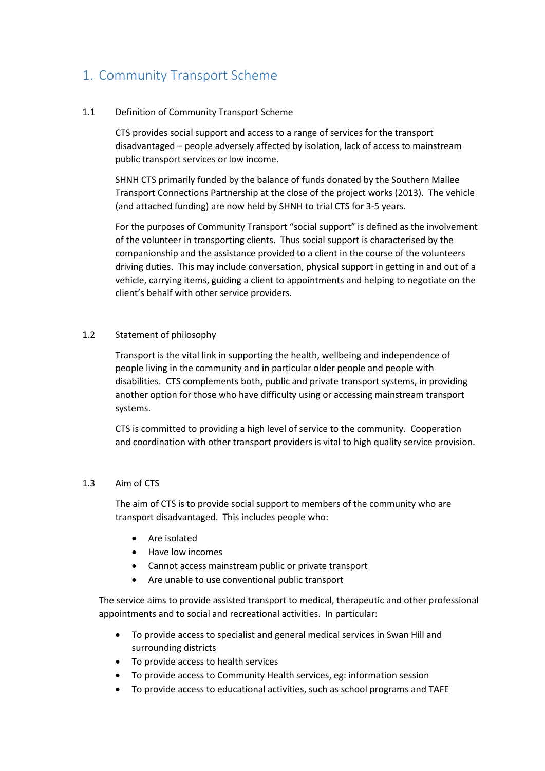# 1. Community Transport Scheme

## 1.1 Definition of Community Transport Scheme

CTS provides social support and access to a range of services for the transport disadvantaged – people adversely affected by isolation, lack of access to mainstream public transport services or low income.

SHNH CTS primarily funded by the balance of funds donated by the Southern Mallee Transport Connections Partnership at the close of the project works (2013). The vehicle (and attached funding) are now held by SHNH to trial CTS for 3-5 years.

For the purposes of Community Transport "social support" is defined as the involvement of the volunteer in transporting clients. Thus social support is characterised by the companionship and the assistance provided to a client in the course of the volunteers driving duties. This may include conversation, physical support in getting in and out of a vehicle, carrying items, guiding a client to appointments and helping to negotiate on the client's behalf with other service providers.

## 1.2 Statement of philosophy

Transport is the vital link in supporting the health, wellbeing and independence of people living in the community and in particular older people and people with disabilities. CTS complements both, public and private transport systems, in providing another option for those who have difficulty using or accessing mainstream transport systems.

CTS is committed to providing a high level of service to the community. Cooperation and coordination with other transport providers is vital to high quality service provision.

## 1.3 Aim of CTS

The aim of CTS is to provide social support to members of the community who are transport disadvantaged. This includes people who:

- Are isolated
- Have low incomes
- Cannot access mainstream public or private transport
- Are unable to use conventional public transport

The service aims to provide assisted transport to medical, therapeutic and other professional appointments and to social and recreational activities. In particular:

- To provide access to specialist and general medical services in Swan Hill and surrounding districts
- To provide access to health services
- To provide access to Community Health services, eg: information session
- To provide access to educational activities, such as school programs and TAFE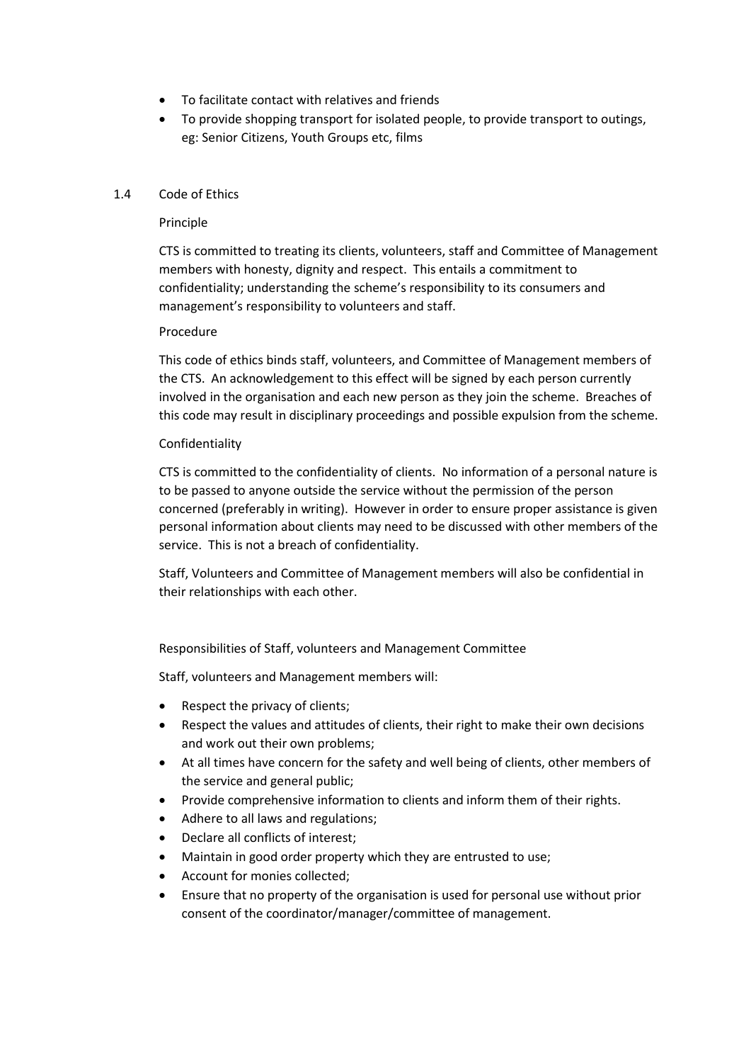- To facilitate contact with relatives and friends
- To provide shopping transport for isolated people, to provide transport to outings, eg: Senior Citizens, Youth Groups etc, films

## 1.4 Code of Ethics

Principle

CTS is committed to treating its clients, volunteers, staff and Committee of Management members with honesty, dignity and respect. This entails a commitment to confidentiality; understanding the scheme's responsibility to its consumers and management's responsibility to volunteers and staff.

Procedure

This code of ethics binds staff, volunteers, and Committee of Management members of the CTS. An acknowledgement to this effect will be signed by each person currently involved in the organisation and each new person as they join the scheme. Breaches of this code may result in disciplinary proceedings and possible expulsion from the scheme.

Confidentiality

CTS is committed to the confidentiality of clients. No information of a personal nature is to be passed to anyone outside the service without the permission of the person concerned (preferably in writing). However in order to ensure proper assistance is given personal information about clients may need to be discussed with other members of the service. This is not a breach of confidentiality.

Staff, Volunteers and Committee of Management members will also be confidential in their relationships with each other.

Responsibilities of Staff, volunteers and Management Committee

Staff, volunteers and Management members will:

- Respect the privacy of clients;
- Respect the values and attitudes of clients, their right to make their own decisions and work out their own problems;
- At all times have concern for the safety and well being of clients, other members of the service and general public;
- Provide comprehensive information to clients and inform them of their rights.
- Adhere to all laws and regulations;
- Declare all conflicts of interest;
- Maintain in good order property which they are entrusted to use;
- Account for monies collected;
- Ensure that no property of the organisation is used for personal use without prior consent of the coordinator/manager/committee of management.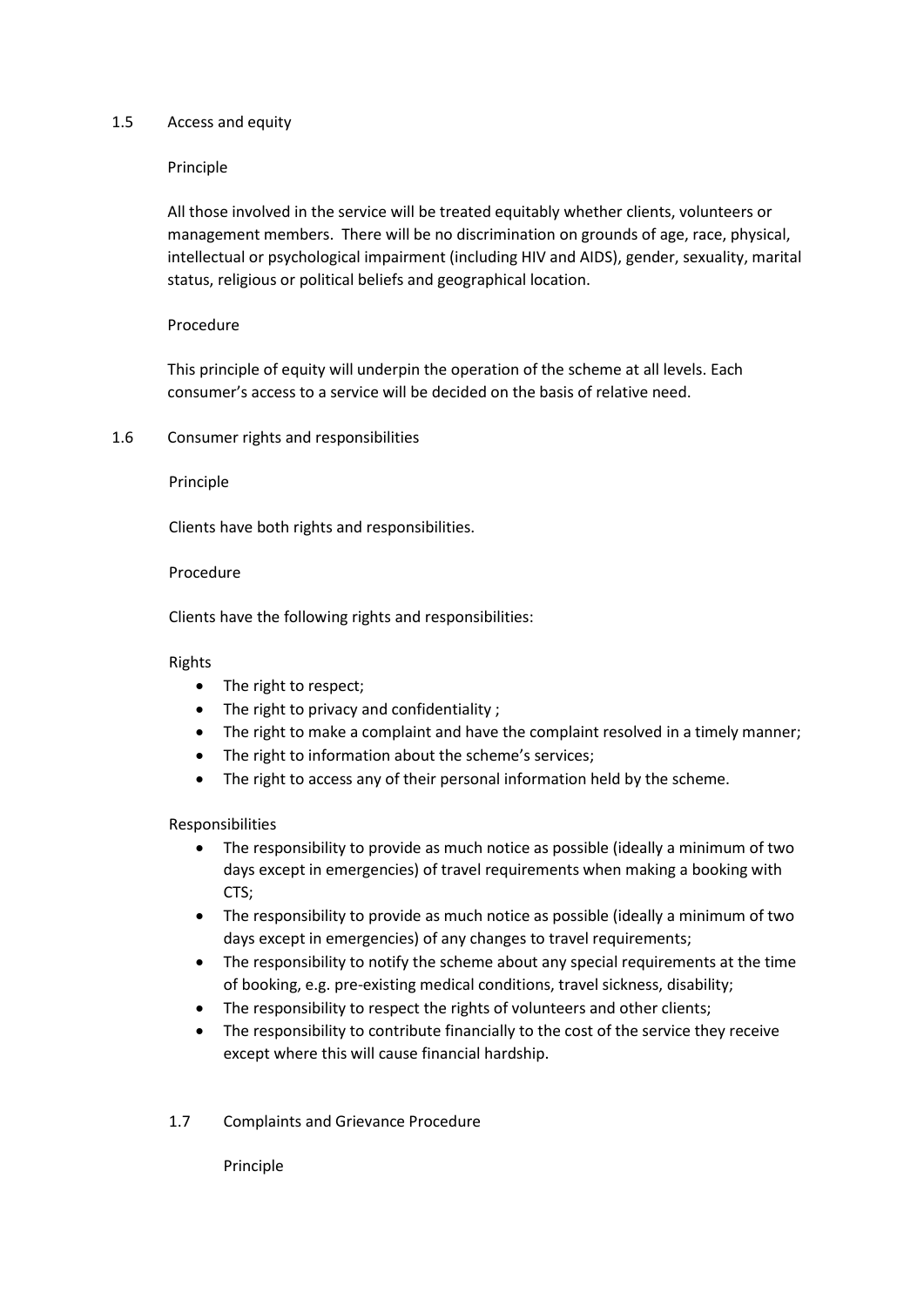## 1.5 Access and equity

Principle

All those involved in the service will be treated equitably whether clients, volunteers or management members. There will be no discrimination on grounds of age, race, physical, intellectual or psychological impairment (including HIV and AIDS), gender, sexuality, marital status, religious or political beliefs and geographical location.

Procedure

This principle of equity will underpin the operation of the scheme at all levels. Each consumer's access to a service will be decided on the basis of relative need.

## 1.6 Consumer rights and responsibilities

Principle

Clients have both rights and responsibilities.

Procedure

Clients have the following rights and responsibilities:

Rights

- The right to respect;
- The right to privacy and confidentiality ;
- The right to make a complaint and have the complaint resolved in a timely manner;
- The right to information about the scheme's services;
- The right to access any of their personal information held by the scheme.

Responsibilities

- The responsibility to provide as much notice as possible (ideally a minimum of two days except in emergencies) of travel requirements when making a booking with CTS;
- The responsibility to provide as much notice as possible (ideally a minimum of two days except in emergencies) of any changes to travel requirements;
- The responsibility to notify the scheme about any special requirements at the time of booking, e.g. pre-existing medical conditions, travel sickness, disability;
- The responsibility to respect the rights of volunteers and other clients;
- The responsibility to contribute financially to the cost of the service they receive except where this will cause financial hardship.

## 1.7 Complaints and Grievance Procedure

Principle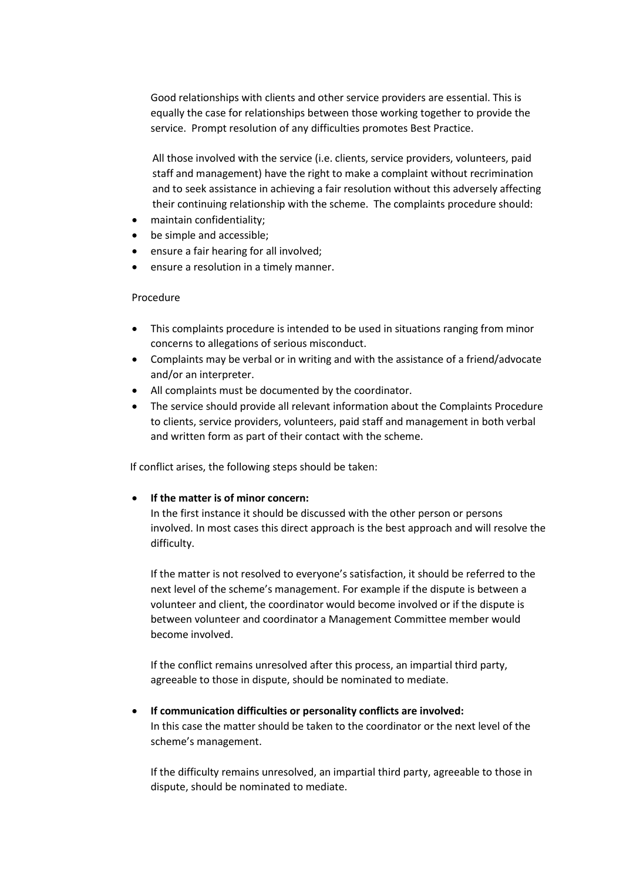Good relationships with clients and other service providers are essential. This is equally the case for relationships between those working together to provide the service. Prompt resolution of any difficulties promotes Best Practice.

All those involved with the service (i.e. clients, service providers, volunteers, paid staff and management) have the right to make a complaint without recrimination and to seek assistance in achieving a fair resolution without this adversely affecting their continuing relationship with the scheme. The complaints procedure should:

- maintain confidentiality;
- be simple and accessible;
- ensure a fair hearing for all involved;
- ensure a resolution in a timely manner.

Procedure

- This complaints procedure is intended to be used in situations ranging from minor concerns to allegations of serious misconduct.
- Complaints may be verbal or in writing and with the assistance of a friend/advocate and/or an interpreter.
- All complaints must be documented by the coordinator.
- The service should provide all relevant information about the Complaints Procedure to clients, service providers, volunteers, paid staff and management in both verbal and written form as part of their contact with the scheme.

If conflict arises, the following steps should be taken:

- **If the matter is of minor concern:**
  In the first instance it should be discussed with the other person or persons involved. In most cases this direct approach is the best approach and will resolve the difficulty.

  If the matter is not resolved to everyone's satisfaction, it should be referred to the next level of the scheme's management. For example if the dispute is between a volunteer and client, the coordinator would become involved or if the dispute is between volunteer and coordinator a Management Committee member would become involved.

  If the conflict remains unresolved after this process, an impartial third party, agreeable to those in dispute, should be nominated to mediate.

- **If communication difficulties or personality conflicts are involved:**
  In this case the matter should be taken to the coordinator or the next level of the scheme's management.

  If the difficulty remains unresolved, an impartial third party, agreeable to those in dispute, should be nominated to mediate.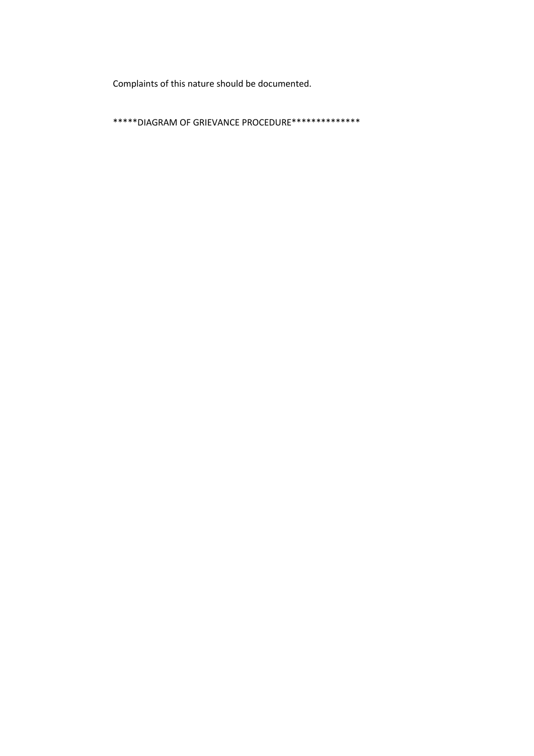Complaints of this nature should be documented.

*****DIAGRAM OF GRIEVANCE PROCEDURE**************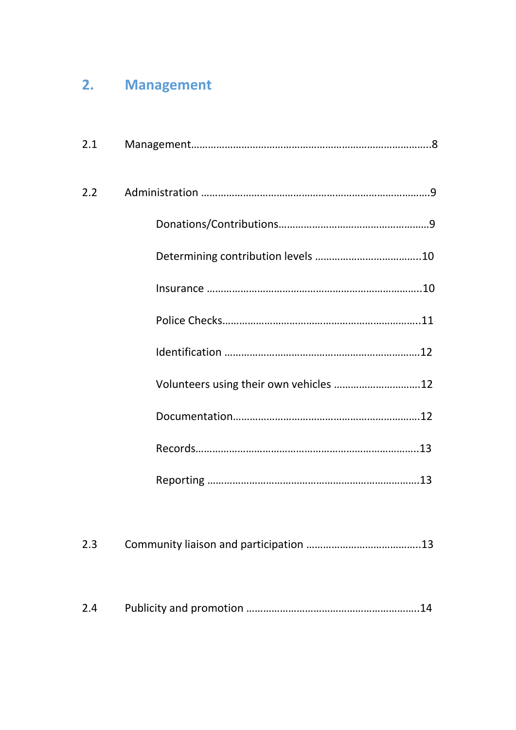## 2. Management

2.1 Management……………………………………………………………………..8

2.2 Administration ………………………………………………………………….9

Donations/Contributions………………………………………………9

Determining contribution levels ………………………………..10

Insurance …………………………………………………………………..10

Police Checks……………………………………………………………..11

Identification ……………………………………………………………..12

Volunteers using their own vehicles …………………………..12

Documentation…………………………………………………………..12

Records……………………………………………………………………..13

Reporting …………………………………………………………………..13

2.3 Community liaison and participation …………………………………..13

2.4 Publicity and promotion ……………………………………………………..14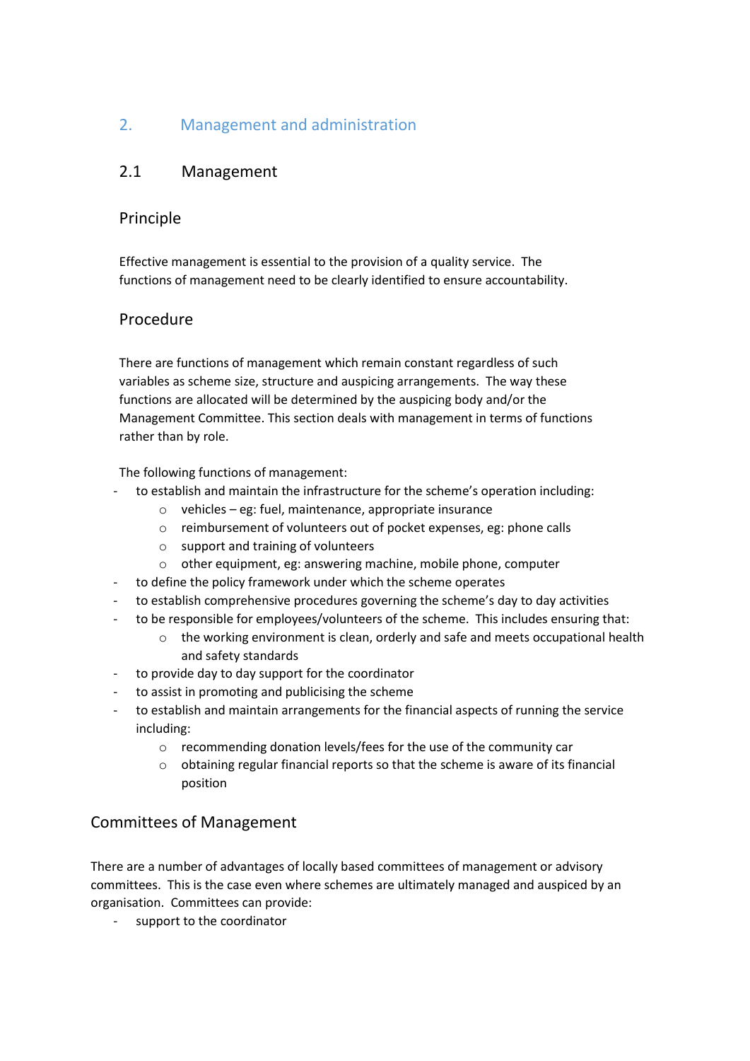## 2. Management and administration

### 2.1 Management

#### Principle

Effective management is essential to the provision of a quality service. The functions of management need to be clearly identified to ensure accountability.

#### Procedure

There are functions of management which remain constant regardless of such variables as scheme size, structure and auspicing arrangements. The way these functions are allocated will be determined by the auspicing body and/or the Management Committee. This section deals with management in terms of functions rather than by role.

The following functions of management:

- to establish and maintain the infrastructure for the scheme's operation including:
    - vehicles – eg: fuel, maintenance, appropriate insurance
    - reimbursement of volunteers out of pocket expenses, eg: phone calls
    - support and training of volunteers
    - other equipment, eg: answering machine, mobile phone, computer
- to define the policy framework under which the scheme operates
- to establish comprehensive procedures governing the scheme's day to day activities
- to be responsible for employees/volunteers of the scheme. This includes ensuring that:
    - the working environment is clean, orderly and safe and meets occupational health and safety standards
- to provide day to day support for the coordinator
- to assist in promoting and publicising the scheme
- to establish and maintain arrangements for the financial aspects of running the service including:
    - recommending donation levels/fees for the use of the community car
    - obtaining regular financial reports so that the scheme is aware of its financial position

#### Committees of Management

There are a number of advantages of locally based committees of management or advisory committees. This is the case even where schemes are ultimately managed and auspiced by an organisation. Committees can provide:

- support to the coordinator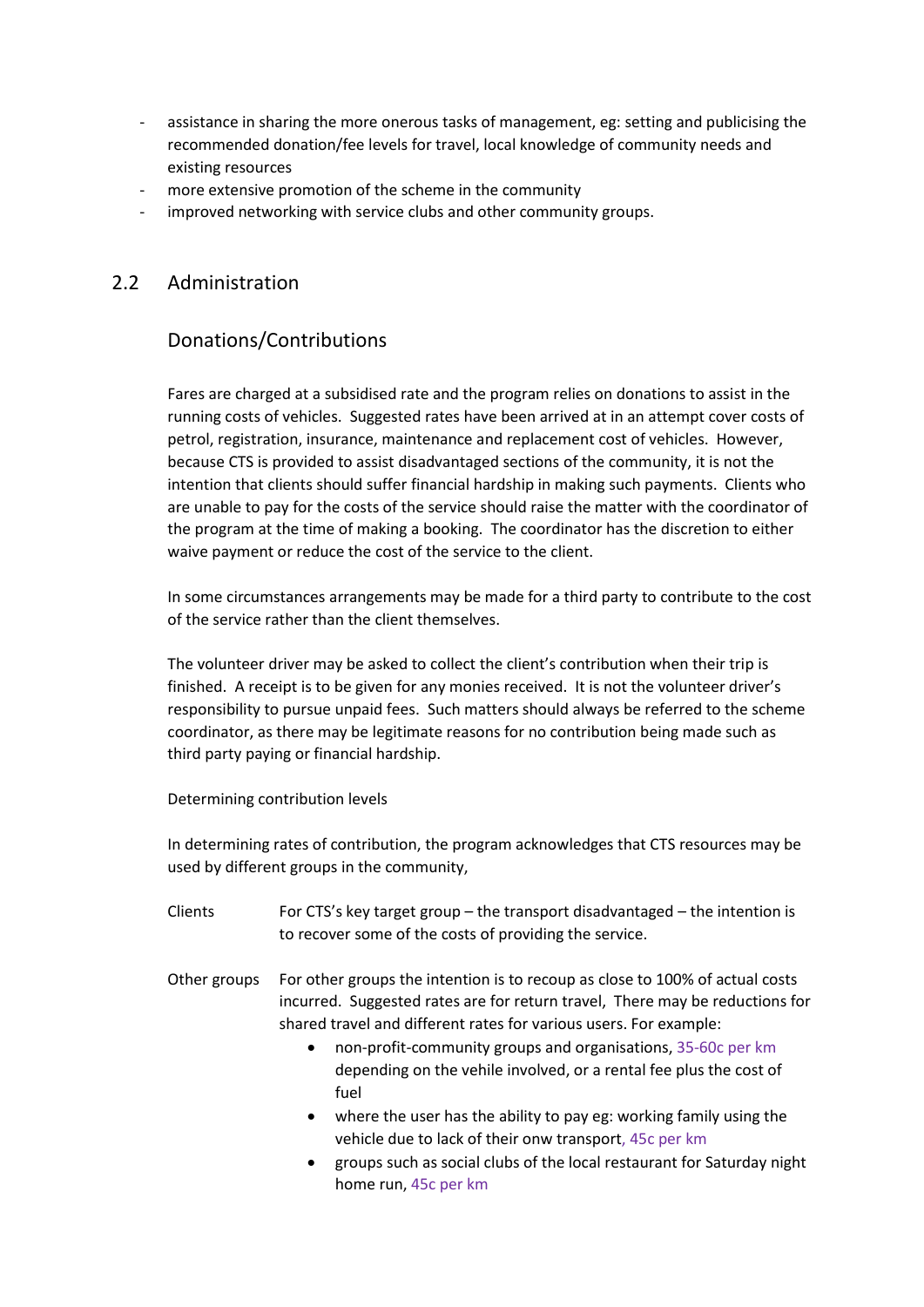- assistance in sharing the more onerous tasks of management, eg: setting and publicising the recommended donation/fee levels for travel, local knowledge of community needs and existing resources
- more extensive promotion of the scheme in the community
- improved networking with service clubs and other community groups.

## 2.2 Administration

### Donations/Contributions

Fares are charged at a subsidised rate and the program relies on donations to assist in the running costs of vehicles. Suggested rates have been arrived at in an attempt cover costs of petrol, registration, insurance, maintenance and replacement cost of vehicles. However, because CTS is provided to assist disadvantaged sections of the community, it is not the intention that clients should suffer financial hardship in making such payments. Clients who are unable to pay for the costs of the service should raise the matter with the coordinator of the program at the time of making a booking. The coordinator has the discretion to either waive payment or reduce the cost of the service to the client.

In some circumstances arrangements may be made for a third party to contribute to the cost of the service rather than the client themselves.

The volunteer driver may be asked to collect the client's contribution when their trip is finished. A receipt is to be given for any monies received. It is not the volunteer driver's responsibility to pursue unpaid fees. Such matters should always be referred to the scheme coordinator, as there may be legitimate reasons for no contribution being made such as third party paying or financial hardship.

Determining contribution levels

In determining rates of contribution, the program acknowledges that CTS resources may be used by different groups in the community,

Clients — For CTS's key target group – the transport disadvantaged – the intention is to recover some of the costs of providing the service.

Other groups — For other groups the intention is to recoup as close to 100% of actual costs incurred. Suggested rates are for return travel, There may be reductions for shared travel and different rates for various users. For example:

- non-profit-community groups and organisations, 35-60c per km depending on the vehile involved, or a rental fee plus the cost of fuel
- where the user has the ability to pay eg: working family using the vehicle due to lack of their onw transport, 45c per km
- groups such as social clubs of the local restaurant for Saturday night home run, 45c per km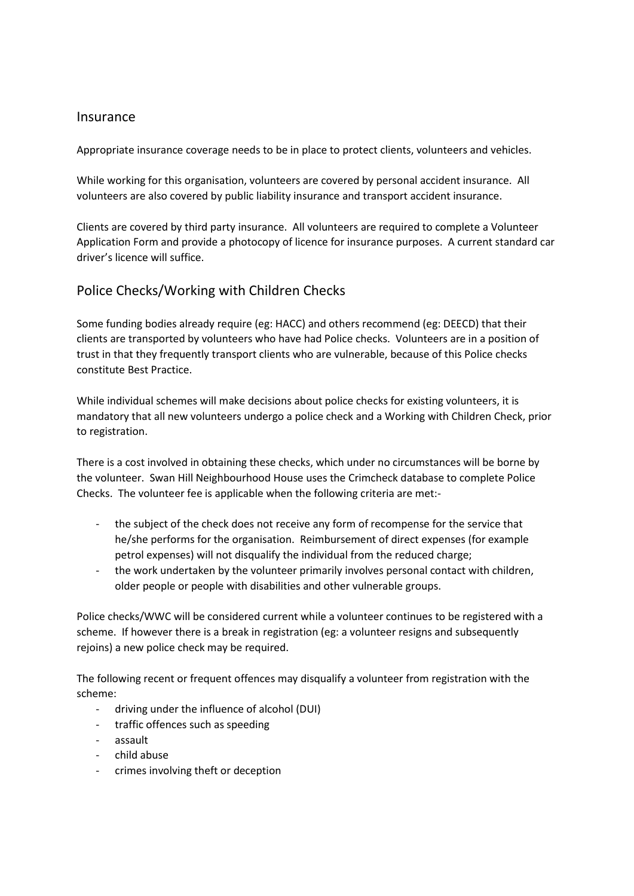## Insurance

Appropriate insurance coverage needs to be in place to protect clients, volunteers and vehicles.

While working for this organisation, volunteers are covered by personal accident insurance. All volunteers are also covered by public liability insurance and transport accident insurance.

Clients are covered by third party insurance. All volunteers are required to complete a Volunteer Application Form and provide a photocopy of licence for insurance purposes. A current standard car driver's licence will suffice.

## Police Checks/Working with Children Checks

Some funding bodies already require (eg: HACC) and others recommend (eg: DEECD) that their clients are transported by volunteers who have had Police checks. Volunteers are in a position of trust in that they frequently transport clients who are vulnerable, because of this Police checks constitute Best Practice.

While individual schemes will make decisions about police checks for existing volunteers, it is mandatory that all new volunteers undergo a police check and a Working with Children Check, prior to registration.

There is a cost involved in obtaining these checks, which under no circumstances will be borne by the volunteer. Swan Hill Neighbourhood House uses the Crimcheck database to complete Police Checks. The volunteer fee is applicable when the following criteria are met:-

- the subject of the check does not receive any form of recompense for the service that he/she performs for the organisation. Reimbursement of direct expenses (for example petrol expenses) will not disqualify the individual from the reduced charge;
- the work undertaken by the volunteer primarily involves personal contact with children, older people or people with disabilities and other vulnerable groups.

Police checks/WWC will be considered current while a volunteer continues to be registered with a scheme. If however there is a break in registration (eg: a volunteer resigns and subsequently rejoins) a new police check may be required.

The following recent or frequent offences may disqualify a volunteer from registration with the scheme:

- driving under the influence of alcohol (DUI)
- traffic offences such as speeding
- assault
- child abuse
- crimes involving theft or deception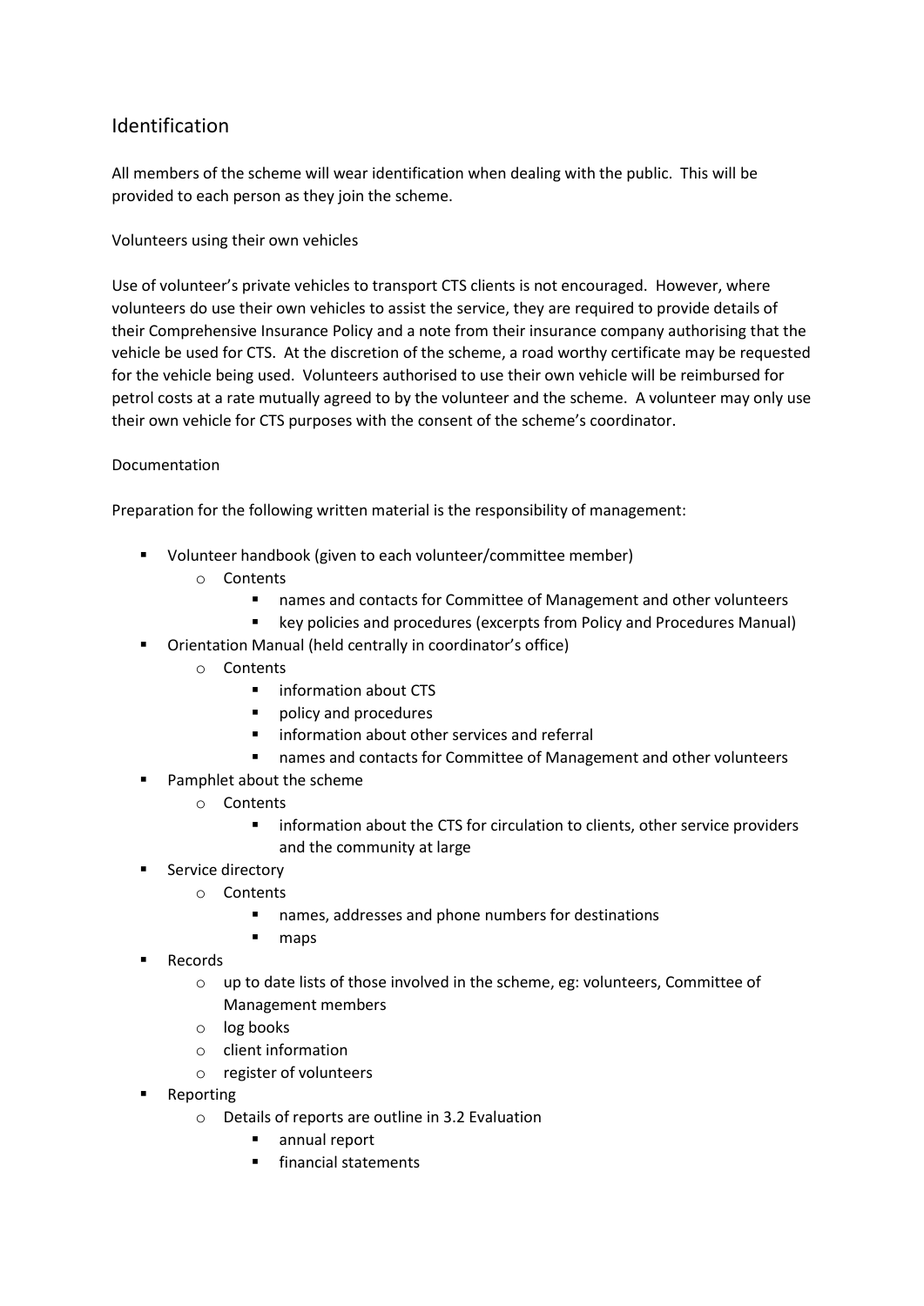## Identification

All members of the scheme will wear identification when dealing with the public. This will be provided to each person as they join the scheme.

### Volunteers using their own vehicles

Use of volunteer's private vehicles to transport CTS clients is not encouraged. However, where volunteers do use their own vehicles to assist the service, they are required to provide details of their Comprehensive Insurance Policy and a note from their insurance company authorising that the vehicle be used for CTS. At the discretion of the scheme, a road worthy certificate may be requested for the vehicle being used. Volunteers authorised to use their own vehicle will be reimbursed for petrol costs at a rate mutually agreed to by the volunteer and the scheme. A volunteer may only use their own vehicle for CTS purposes with the consent of the scheme's coordinator.

### Documentation

Preparation for the following written material is the responsibility of management:

- Volunteer handbook (given to each volunteer/committee member)
  - Contents
    - names and contacts for Committee of Management and other volunteers
    - key policies and procedures (excerpts from Policy and Procedures Manual)
- Orientation Manual (held centrally in coordinator's office)
  - Contents
    - information about CTS
    - policy and procedures
    - information about other services and referral
    - names and contacts for Committee of Management and other volunteers
- Pamphlet about the scheme
  - Contents
    - information about the CTS for circulation to clients, other service providers and the community at large
- Service directory
  - Contents
    - names, addresses and phone numbers for destinations
    - maps
- Records
  - up to date lists of those involved in the scheme, eg: volunteers, Committee of Management members
  - log books
  - client information
  - register of volunteers
- Reporting
  - Details of reports are outline in 3.2 Evaluation
    - annual report
    - financial statements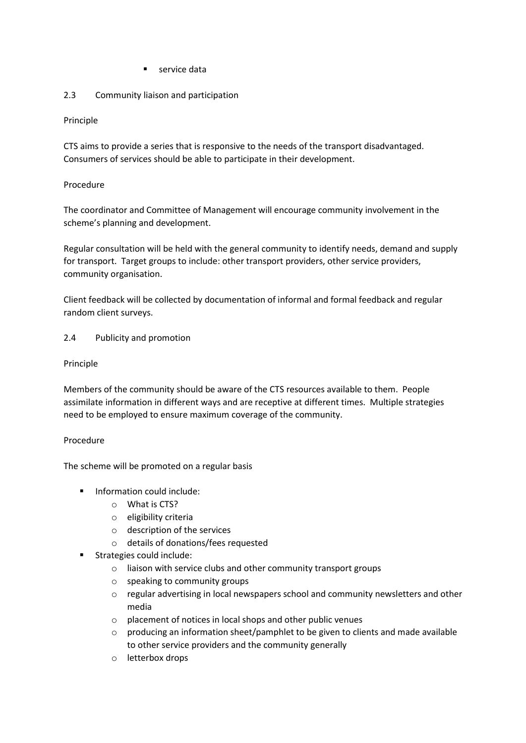- service data

## 2.3 Community liaison and participation

Principle

CTS aims to provide a series that is responsive to the needs of the transport disadvantaged. Consumers of services should be able to participate in their development.

Procedure

The coordinator and Committee of Management will encourage community involvement in the scheme's planning and development.

Regular consultation will be held with the general community to identify needs, demand and supply for transport. Target groups to include: other transport providers, other service providers, community organisation.

Client feedback will be collected by documentation of informal and formal feedback and regular random client surveys.

## 2.4 Publicity and promotion

Principle

Members of the community should be aware of the CTS resources available to them. People assimilate information in different ways and are receptive at different times. Multiple strategies need to be employed to ensure maximum coverage of the community.

Procedure

The scheme will be promoted on a regular basis

- Information could include:
  - What is CTS?
  - eligibility criteria
  - description of the services
  - details of donations/fees requested
- Strategies could include:
  - liaison with service clubs and other community transport groups
  - speaking to community groups
  - regular advertising in local newspapers school and community newsletters and other media
  - placement of notices in local shops and other public venues
  - producing an information sheet/pamphlet to be given to clients and made available to other service providers and the community generally
  - letterbox drops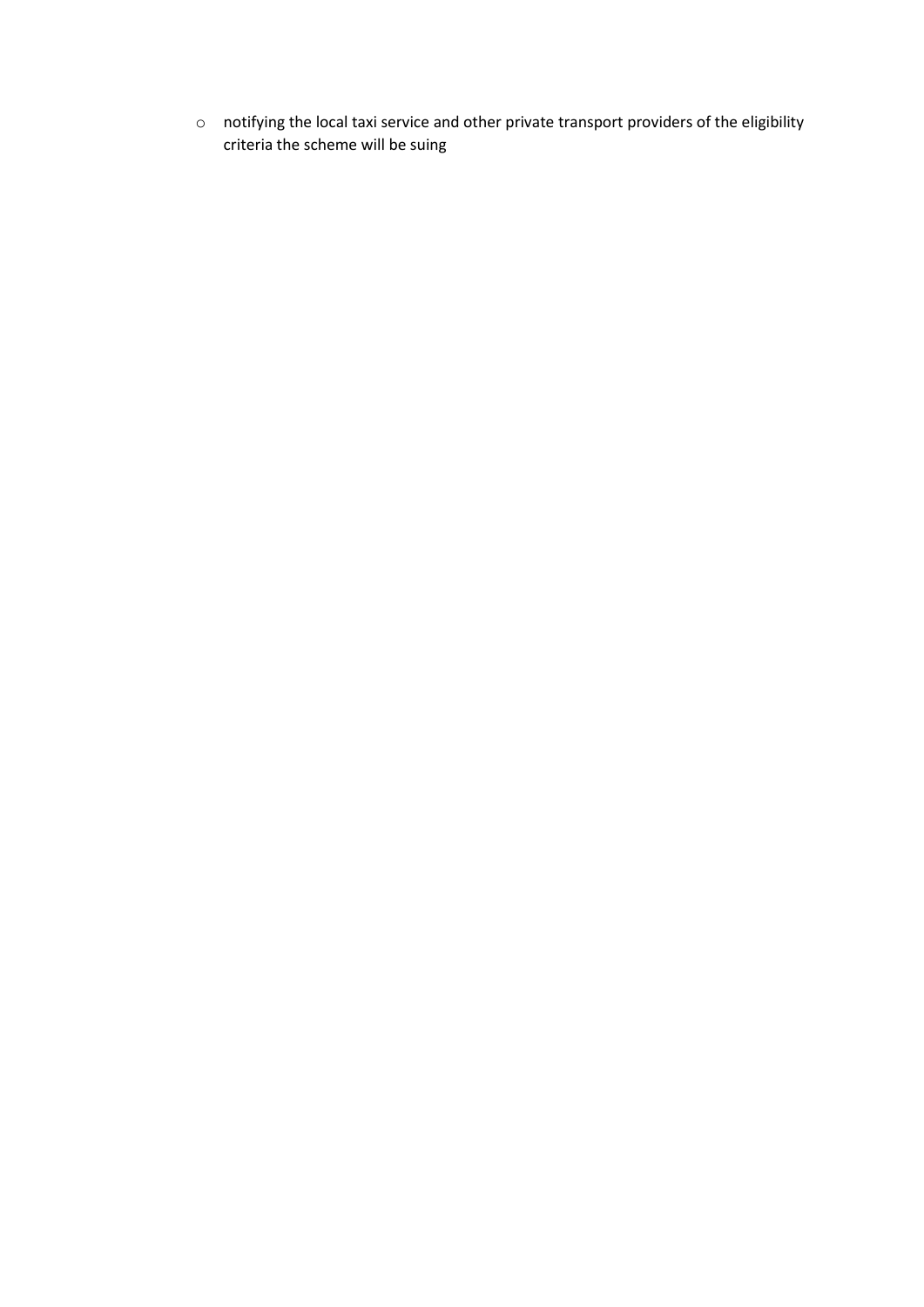- notifying the local taxi service and other private transport providers of the eligibility criteria the scheme will be suing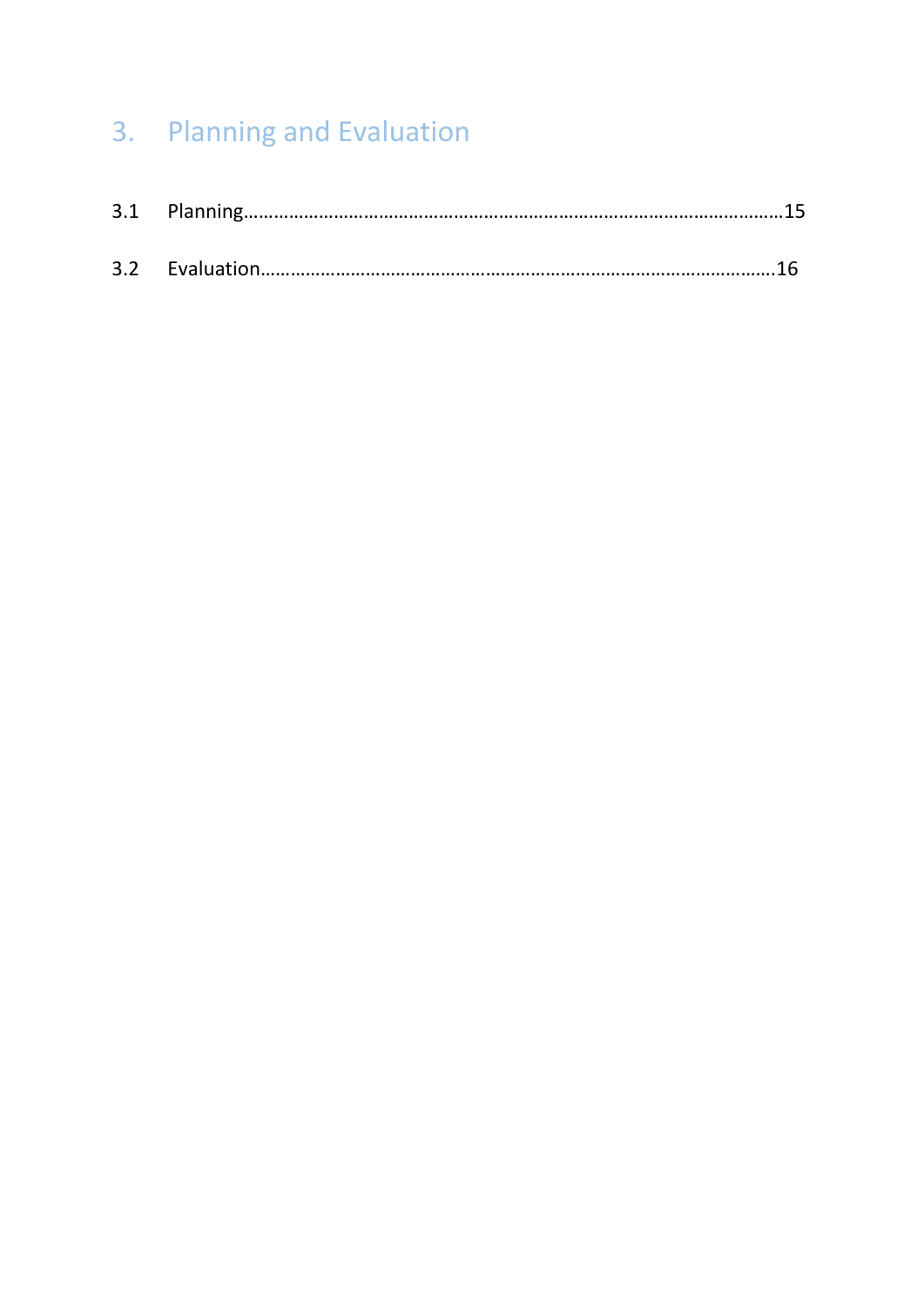# 3. Planning and Evaluation

3.1 Planning……………………………………………………………………………………………………15

3.2 Evaluation………………………………………………………………………………………………16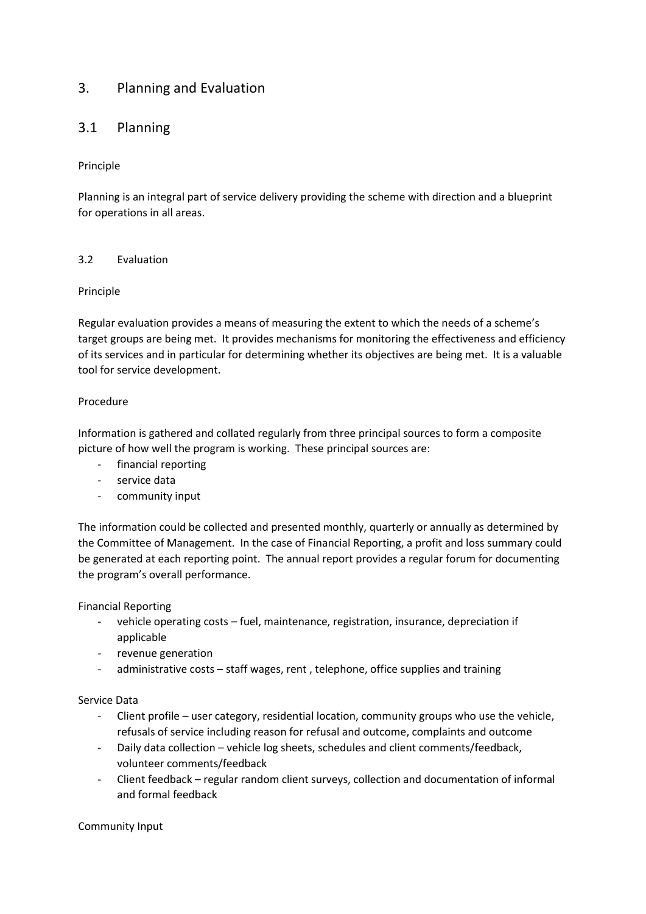# 3. Planning and Evaluation

## 3.1 Planning

Principle

Planning is an integral part of service delivery providing the scheme with direction and a blueprint for operations in all areas.

### 3.2 Evaluation

Principle

Regular evaluation provides a means of measuring the extent to which the needs of a scheme's target groups are being met. It provides mechanisms for monitoring the effectiveness and efficiency of its services and in particular for determining whether its objectives are being met. It is a valuable tool for service development.

Procedure

Information is gathered and collated regularly from three principal sources to form a composite picture of how well the program is working. These principal sources are:

- financial reporting
- service data
- community input

The information could be collected and presented monthly, quarterly or annually as determined by the Committee of Management. In the case of Financial Reporting, a profit and loss summary could be generated at each reporting point. The annual report provides a regular forum for documenting the program's overall performance.

Financial Reporting

- vehicle operating costs – fuel, maintenance, registration, insurance, depreciation if applicable
- revenue generation
- administrative costs – staff wages, rent , telephone, office supplies and training

Service Data

- Client profile – user category, residential location, community groups who use the vehicle, refusals of service including reason for refusal and outcome, complaints and outcome
- Daily data collection – vehicle log sheets, schedules and client comments/feedback, volunteer comments/feedback
- Client feedback – regular random client surveys, collection and documentation of informal and formal feedback

Community Input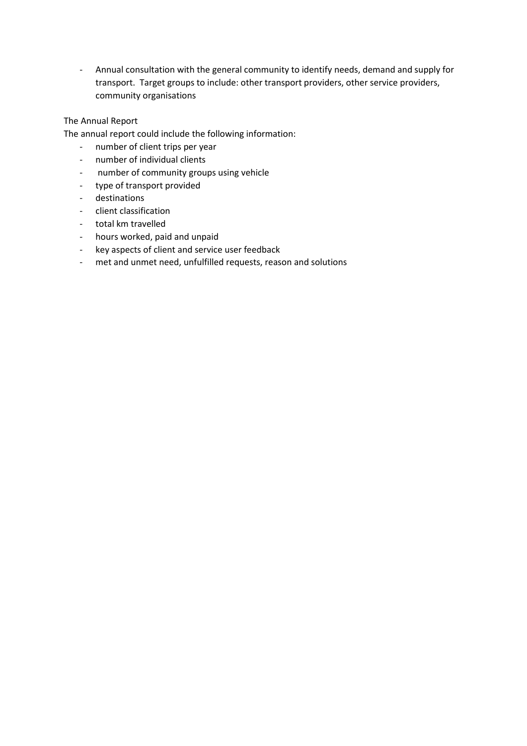- Annual consultation with the general community to identify needs, demand and supply for transport. Target groups to include: other transport providers, other service providers, community organisations

The Annual Report

The annual report could include the following information:

- number of client trips per year
- number of individual clients
- number of community groups using vehicle
- type of transport provided
- destinations
- client classification
- total km travelled
- hours worked, paid and unpaid
- key aspects of client and service user feedback
- met and unmet need, unfulfilled requests, reason and solutions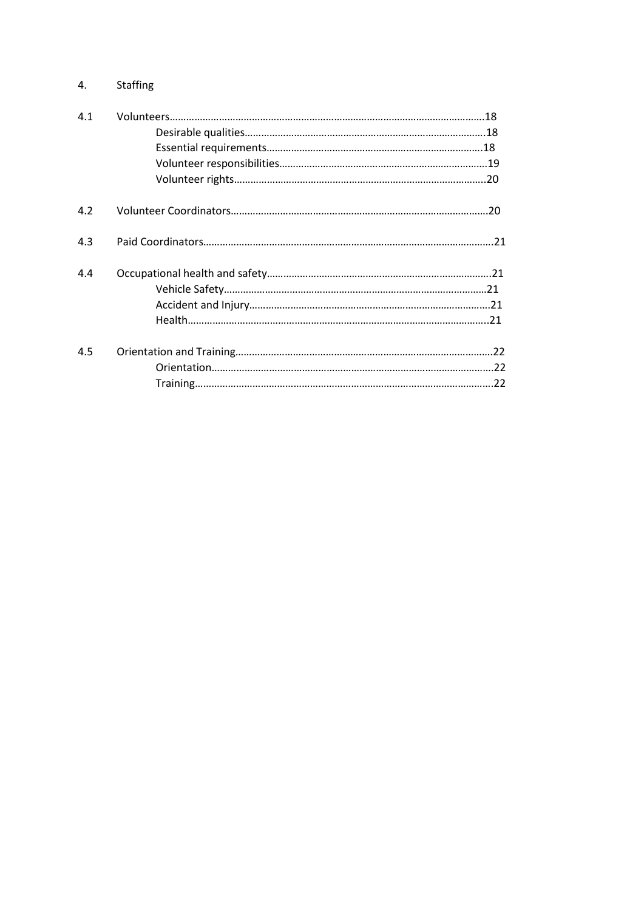4. Staffing

4.1 Volunteers……………………………………………………………………………………………………18

- Desirable qualities…………………………………………………………………………….18
- Essential requirements…………………………………………………………………….18
- Volunteer responsibilities…………………………………………………………………19
- Volunteer rights………………………………………………………………………………..20

4.2 Volunteer Coordinators…………………………………………………………………………………20

4.3 Paid Coordinators…………………………………………………………………………………………21

4.4 Occupational health and safety……………………………………………………………………..21

- Vehicle Safety……………………………………………………………………………………21
- Accident and Injury……………………………………………………………………………21
- Health…………………………………………………………………………………………………21

4.5 Orientation and Training……………………………………………………………………………….22

- Orientation…………………………………………………………………………………………22
- Training………………………………………………………………………………………………22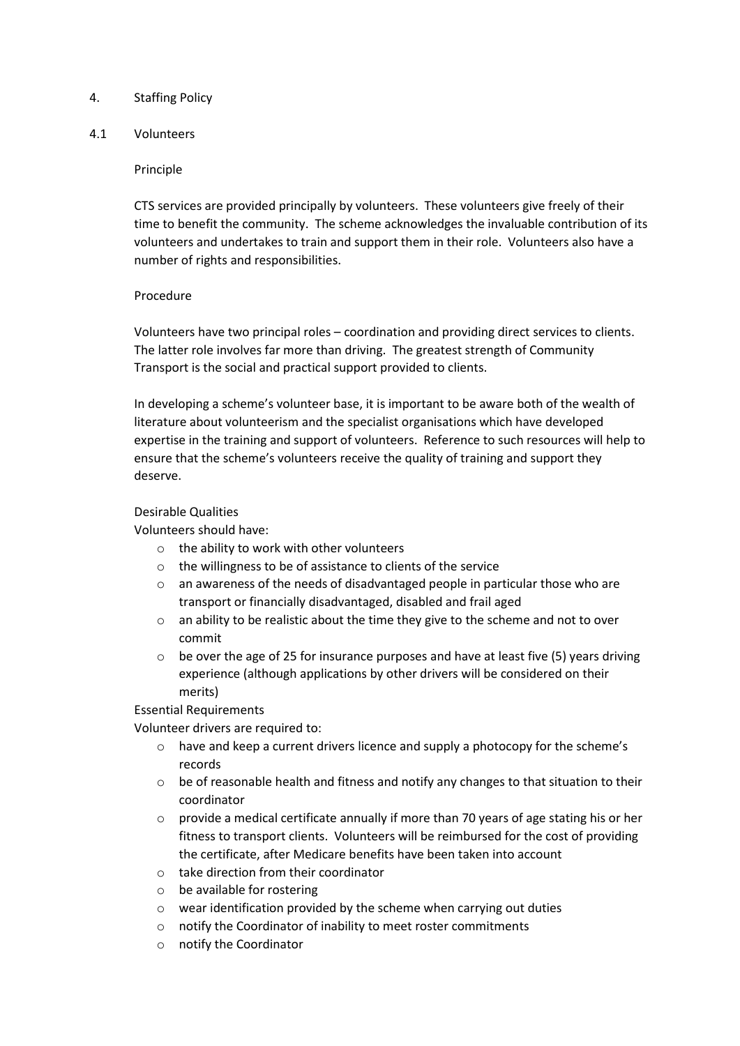## 4. Staffing Policy

### 4.1 Volunteers

Principle

CTS services are provided principally by volunteers. These volunteers give freely of their time to benefit the community. The scheme acknowledges the invaluable contribution of its volunteers and undertakes to train and support them in their role. Volunteers also have a number of rights and responsibilities.

Procedure

Volunteers have two principal roles – coordination and providing direct services to clients. The latter role involves far more than driving. The greatest strength of Community Transport is the social and practical support provided to clients.

In developing a scheme's volunteer base, it is important to be aware both of the wealth of literature about volunteerism and the specialist organisations which have developed expertise in the training and support of volunteers. Reference to such resources will help to ensure that the scheme's volunteers receive the quality of training and support they deserve.

Desirable Qualities

Volunteers should have:

- the ability to work with other volunteers
- the willingness to be of assistance to clients of the service
- an awareness of the needs of disadvantaged people in particular those who are transport or financially disadvantaged, disabled and frail aged
- an ability to be realistic about the time they give to the scheme and not to over commit
- be over the age of 25 for insurance purposes and have at least five (5) years driving experience (although applications by other drivers will be considered on their merits)

Essential Requirements

Volunteer drivers are required to:

- have and keep a current drivers licence and supply a photocopy for the scheme's records
- be of reasonable health and fitness and notify any changes to that situation to their coordinator
- provide a medical certificate annually if more than 70 years of age stating his or her fitness to transport clients. Volunteers will be reimbursed for the cost of providing the certificate, after Medicare benefits have been taken into account
- take direction from their coordinator
- be available for rostering
- wear identification provided by the scheme when carrying out duties
- notify the Coordinator of inability to meet roster commitments
- notify the Coordinator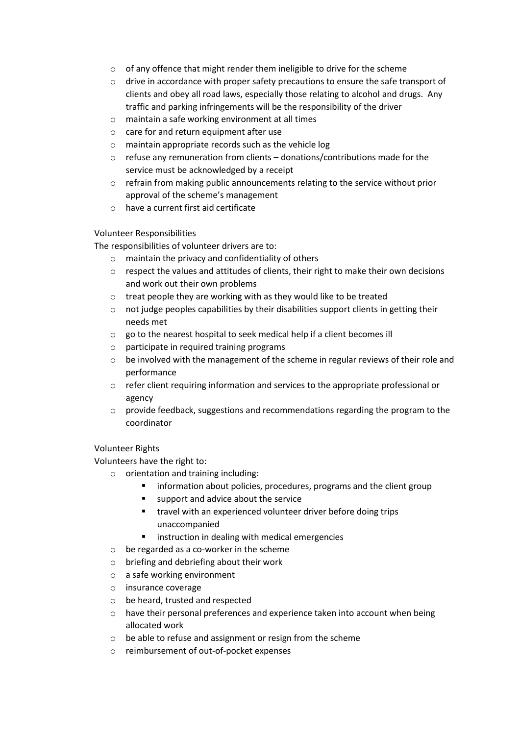- of any offence that might render them ineligible to drive for the scheme
- drive in accordance with proper safety precautions to ensure the safe transport of clients and obey all road laws, especially those relating to alcohol and drugs. Any traffic and parking infringements will be the responsibility of the driver
- maintain a safe working environment at all times
- care for and return equipment after use
- maintain appropriate records such as the vehicle log
- refuse any remuneration from clients – donations/contributions made for the service must be acknowledged by a receipt
- refrain from making public announcements relating to the service without prior approval of the scheme's management
- have a current first aid certificate

Volunteer Responsibilities

The responsibilities of volunteer drivers are to:

- maintain the privacy and confidentiality of others
- respect the values and attitudes of clients, their right to make their own decisions and work out their own problems
- treat people they are working with as they would like to be treated
- not judge peoples capabilities by their disabilities support clients in getting their needs met
- go to the nearest hospital to seek medical help if a client becomes ill
- participate in required training programs
- be involved with the management of the scheme in regular reviews of their role and performance
- refer client requiring information and services to the appropriate professional or agency
- provide feedback, suggestions and recommendations regarding the program to the coordinator

Volunteer Rights

Volunteers have the right to:

- orientation and training including:
  - information about policies, procedures, programs and the client group
  - support and advice about the service
  - travel with an experienced volunteer driver before doing trips unaccompanied
  - instruction in dealing with medical emergencies
- be regarded as a co-worker in the scheme
- briefing and debriefing about their work
- a safe working environment
- insurance coverage
- be heard, trusted and respected
- have their personal preferences and experience taken into account when being allocated work
- be able to refuse and assignment or resign from the scheme
- reimbursement of out-of-pocket expenses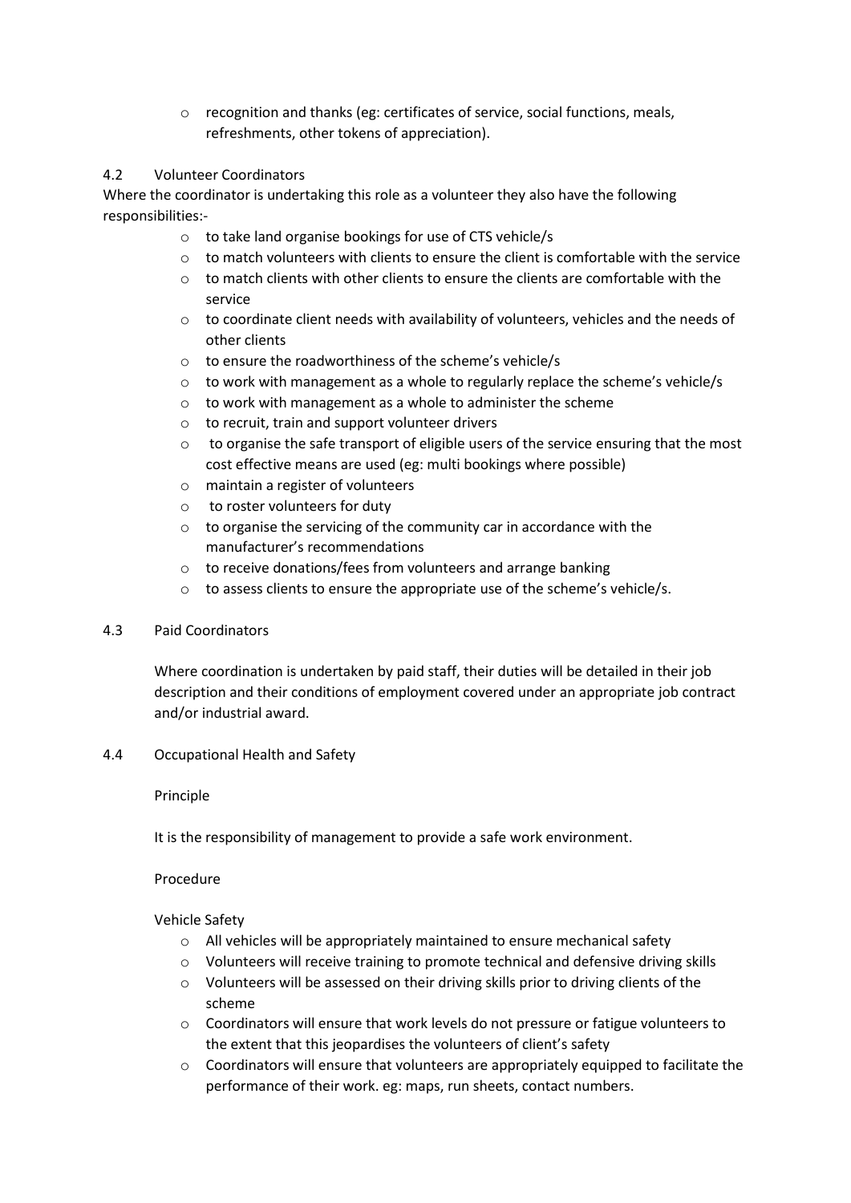- recognition and thanks (eg: certificates of service, social functions, meals, refreshments, other tokens of appreciation).

### 4.2 Volunteer Coordinators

Where the coordinator is undertaking this role as a volunteer they also have the following responsibilities:-

- to take land organise bookings for use of CTS vehicle/s
- to match volunteers with clients to ensure the client is comfortable with the service
- to match clients with other clients to ensure the clients are comfortable with the service
- to coordinate client needs with availability of volunteers, vehicles and the needs of other clients
- to ensure the roadworthiness of the scheme's vehicle/s
- to work with management as a whole to regularly replace the scheme's vehicle/s
- to work with management as a whole to administer the scheme
- to recruit, train and support volunteer drivers
- to organise the safe transport of eligible users of the service ensuring that the most cost effective means are used (eg: multi bookings where possible)
- maintain a register of volunteers
- to roster volunteers for duty
- to organise the servicing of the community car in accordance with the manufacturer's recommendations
- to receive donations/fees from volunteers and arrange banking
- to assess clients to ensure the appropriate use of the scheme's vehicle/s.

### 4.3 Paid Coordinators

Where coordination is undertaken by paid staff, their duties will be detailed in their job description and their conditions of employment covered under an appropriate job contract and/or industrial award.

### 4.4 Occupational Health and Safety

Principle

It is the responsibility of management to provide a safe work environment.

Procedure

Vehicle Safety

- All vehicles will be appropriately maintained to ensure mechanical safety
- Volunteers will receive training to promote technical and defensive driving skills
- Volunteers will be assessed on their driving skills prior to driving clients of the scheme
- Coordinators will ensure that work levels do not pressure or fatigue volunteers to the extent that this jeopardises the volunteers of client's safety
- Coordinators will ensure that volunteers are appropriately equipped to facilitate the performance of their work. eg: maps, run sheets, contact numbers.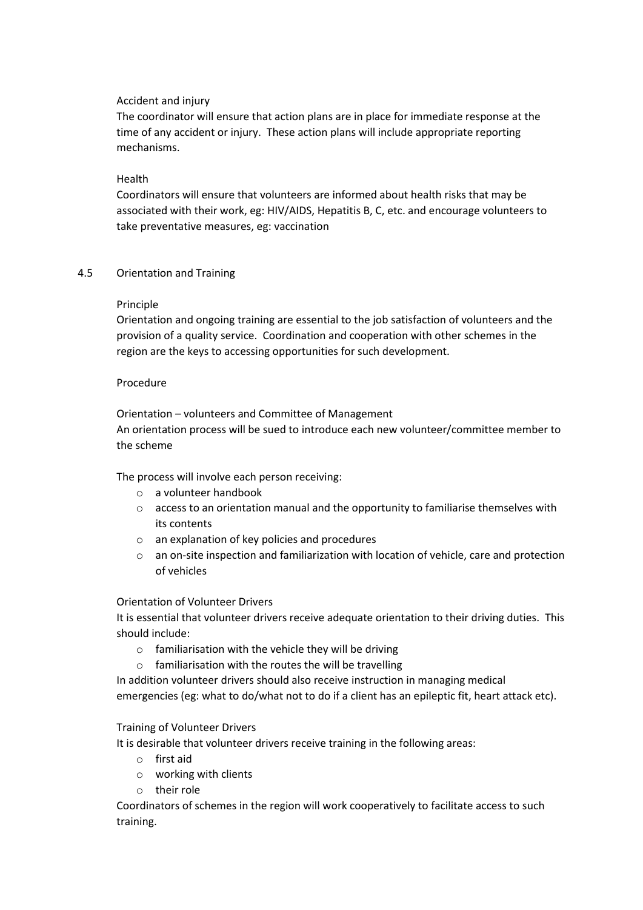Accident and injury

The coordinator will ensure that action plans are in place for immediate response at the time of any accident or injury. These action plans will include appropriate reporting mechanisms.

Health

Coordinators will ensure that volunteers are informed about health risks that may be associated with their work, eg: HIV/AIDS, Hepatitis B, C, etc. and encourage volunteers to take preventative measures, eg: vaccination

## 4.5 Orientation and Training

Principle

Orientation and ongoing training are essential to the job satisfaction of volunteers and the provision of a quality service. Coordination and cooperation with other schemes in the region are the keys to accessing opportunities for such development.

Procedure

Orientation – volunteers and Committee of Management

An orientation process will be sued to introduce each new volunteer/committee member to the scheme

The process will involve each person receiving:

- a volunteer handbook
- access to an orientation manual and the opportunity to familiarise themselves with its contents
- an explanation of key policies and procedures
- an on-site inspection and familiarization with location of vehicle, care and protection of vehicles

Orientation of Volunteer Drivers

It is essential that volunteer drivers receive adequate orientation to their driving duties. This should include:

- familiarisation with the vehicle they will be driving
- familiarisation with the routes the will be travelling

In addition volunteer drivers should also receive instruction in managing medical emergencies (eg: what to do/what not to do if a client has an epileptic fit, heart attack etc).

Training of Volunteer Drivers

It is desirable that volunteer drivers receive training in the following areas:

- first aid
- working with clients
- their role

Coordinators of schemes in the region will work cooperatively to facilitate access to such training.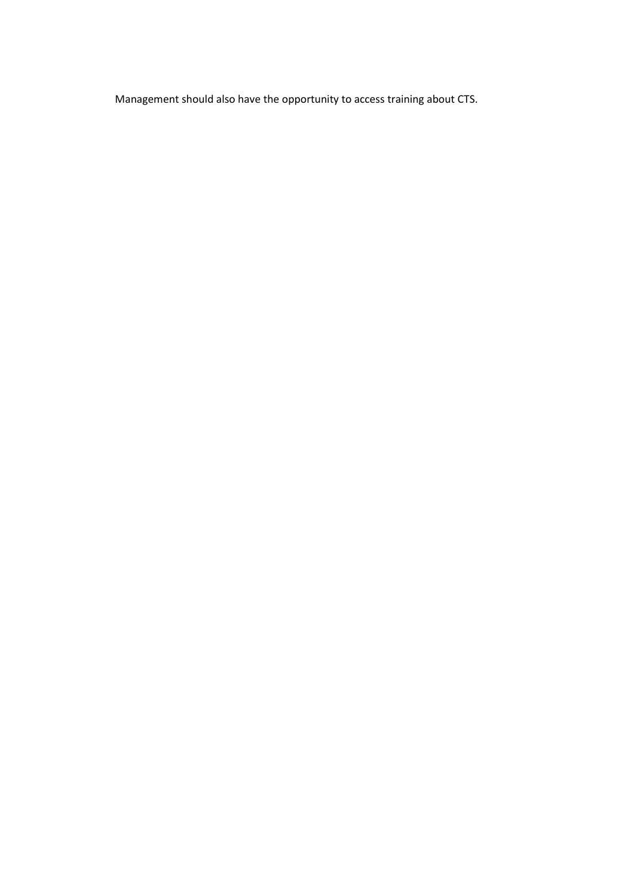Management should also have the opportunity to access training about CTS.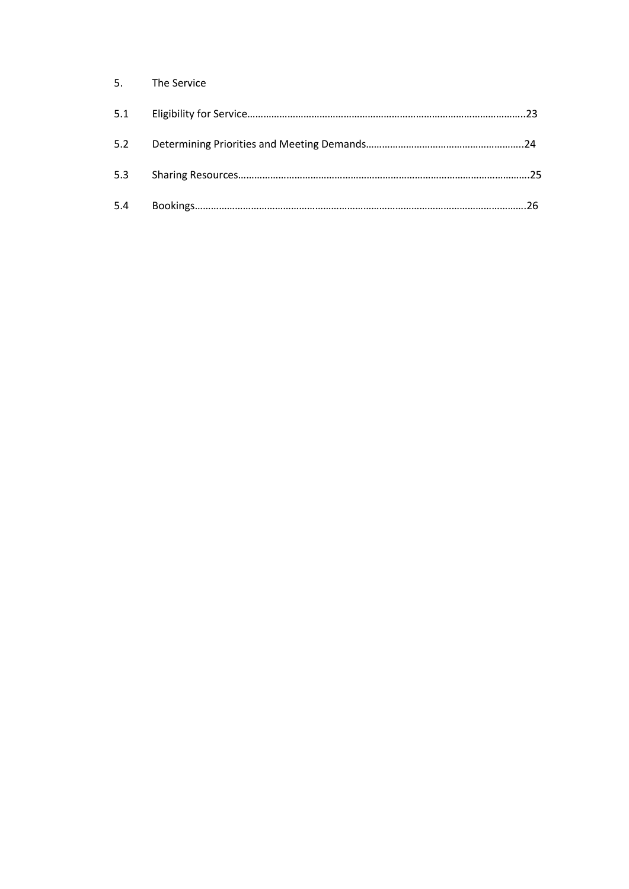5. The Service

5.1 Eligibility for Service……………………………………………………………………………………………..23

5.2 Determining Priorities and Meeting Demands…………………………………………………..24

5.3 Sharing Resources………………………………………………………………………………………………..25

5.4 Bookings……………………………………………………………………………………………………………….26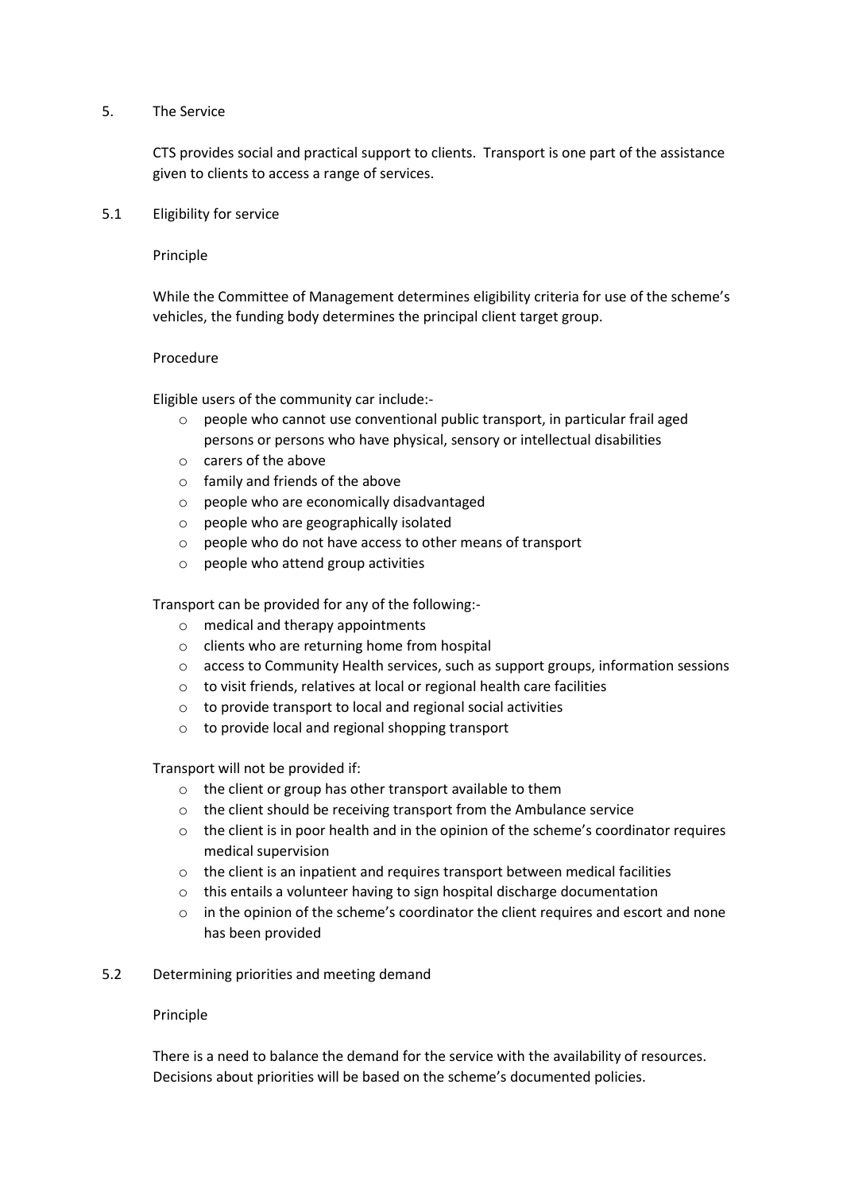## 5. The Service

CTS provides social and practical support to clients. Transport is one part of the assistance given to clients to access a range of services.

### 5.1 Eligibility for service

Principle

While the Committee of Management determines eligibility criteria for use of the scheme's vehicles, the funding body determines the principal client target group.

Procedure

Eligible users of the community car include:-

- people who cannot use conventional public transport, in particular frail aged persons or persons who have physical, sensory or intellectual disabilities
- carers of the above
- family and friends of the above
- people who are economically disadvantaged
- people who are geographically isolated
- people who do not have access to other means of transport
- people who attend group activities

Transport can be provided for any of the following:-

- medical and therapy appointments
- clients who are returning home from hospital
- access to Community Health services, such as support groups, information sessions
- to visit friends, relatives at local or regional health care facilities
- to provide transport to local and regional social activities
- to provide local and regional shopping transport

Transport will not be provided if:

- the client or group has other transport available to them
- the client should be receiving transport from the Ambulance service
- the client is in poor health and in the opinion of the scheme's coordinator requires medical supervision
- the client is an inpatient and requires transport between medical facilities
- this entails a volunteer having to sign hospital discharge documentation
- in the opinion of the scheme's coordinator the client requires and escort and none has been provided

### 5.2 Determining priorities and meeting demand

Principle

There is a need to balance the demand for the service with the availability of resources. Decisions about priorities will be based on the scheme's documented policies.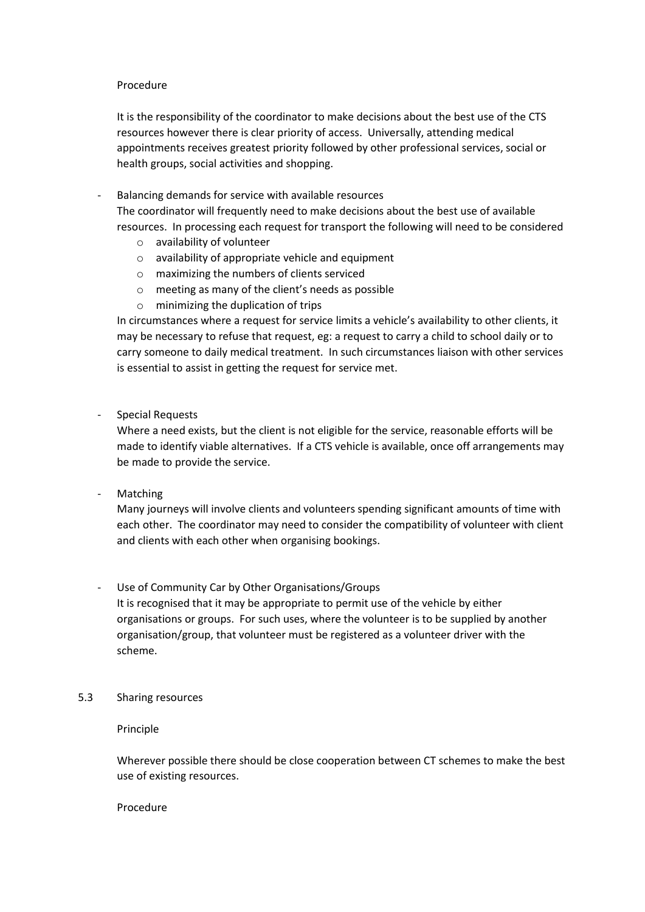Procedure

It is the responsibility of the coordinator to make decisions about the best use of the CTS resources however there is clear priority of access. Universally, attending medical appointments receives greatest priority followed by other professional services, social or health groups, social activities and shopping.

- Balancing demands for service with available resources
  The coordinator will frequently need to make decisions about the best use of available resources. In processing each request for transport the following will need to be considered
    - availability of volunteer
    - availability of appropriate vehicle and equipment
    - maximizing the numbers of clients serviced
    - meeting as many of the client's needs as possible
    - minimizing the duplication of trips

  In circumstances where a request for service limits a vehicle's availability to other clients, it may be necessary to refuse that request, eg: a request to carry a child to school daily or to carry someone to daily medical treatment. In such circumstances liaison with other services is essential to assist in getting the request for service met.

- Special Requests
  Where a need exists, but the client is not eligible for the service, reasonable efforts will be made to identify viable alternatives. If a CTS vehicle is available, once off arrangements may be made to provide the service.

- Matching
  Many journeys will involve clients and volunteers spending significant amounts of time with each other. The coordinator may need to consider the compatibility of volunteer with client and clients with each other when organising bookings.

- Use of Community Car by Other Organisations/Groups
  It is recognised that it may be appropriate to permit use of the vehicle by either organisations or groups. For such uses, where the volunteer is to be supplied by another organisation/group, that volunteer must be registered as a volunteer driver with the scheme.

5.3 Sharing resources

Principle

Wherever possible there should be close cooperation between CT schemes to make the best use of existing resources.

Procedure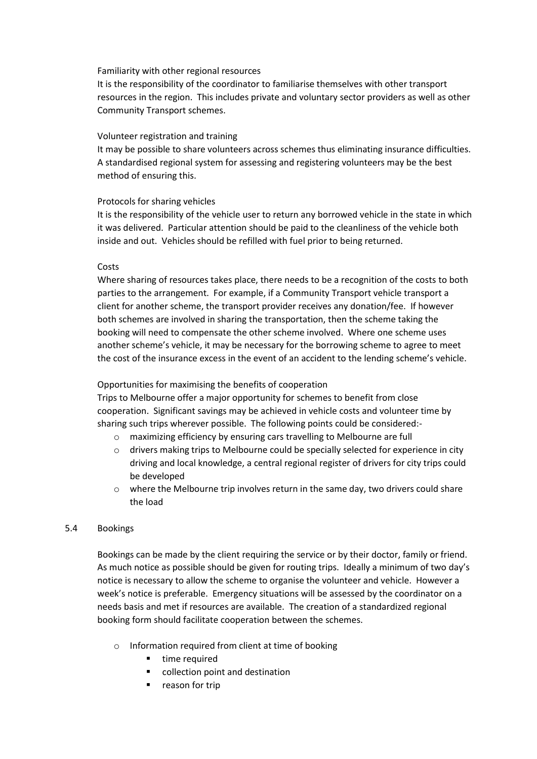Familiarity with other regional resources

It is the responsibility of the coordinator to familiarise themselves with other transport resources in the region. This includes private and voluntary sector providers as well as other Community Transport schemes.

Volunteer registration and training

It may be possible to share volunteers across schemes thus eliminating insurance difficulties. A standardised regional system for assessing and registering volunteers may be the best method of ensuring this.

Protocols for sharing vehicles

It is the responsibility of the vehicle user to return any borrowed vehicle in the state in which it was delivered. Particular attention should be paid to the cleanliness of the vehicle both inside and out. Vehicles should be refilled with fuel prior to being returned.

Costs

Where sharing of resources takes place, there needs to be a recognition of the costs to both parties to the arrangement. For example, if a Community Transport vehicle transport a client for another scheme, the transport provider receives any donation/fee. If however both schemes are involved in sharing the transportation, then the scheme taking the booking will need to compensate the other scheme involved. Where one scheme uses another scheme's vehicle, it may be necessary for the borrowing scheme to agree to meet the cost of the insurance excess in the event of an accident to the lending scheme's vehicle.

Opportunities for maximising the benefits of cooperation

Trips to Melbourne offer a major opportunity for schemes to benefit from close cooperation. Significant savings may be achieved in vehicle costs and volunteer time by sharing such trips wherever possible. The following points could be considered:-

- maximizing efficiency by ensuring cars travelling to Melbourne are full
- drivers making trips to Melbourne could be specially selected for experience in city driving and local knowledge, a central regional register of drivers for city trips could be developed
- where the Melbourne trip involves return in the same day, two drivers could share the load

## 5.4 Bookings

Bookings can be made by the client requiring the service or by their doctor, family or friend. As much notice as possible should be given for routing trips. Ideally a minimum of two day's notice is necessary to allow the scheme to organise the volunteer and vehicle. However a week's notice is preferable. Emergency situations will be assessed by the coordinator on a needs basis and met if resources are available. The creation of a standardized regional booking form should facilitate cooperation between the schemes.

- Information required from client at time of booking
  - time required
  - collection point and destination
  - reason for trip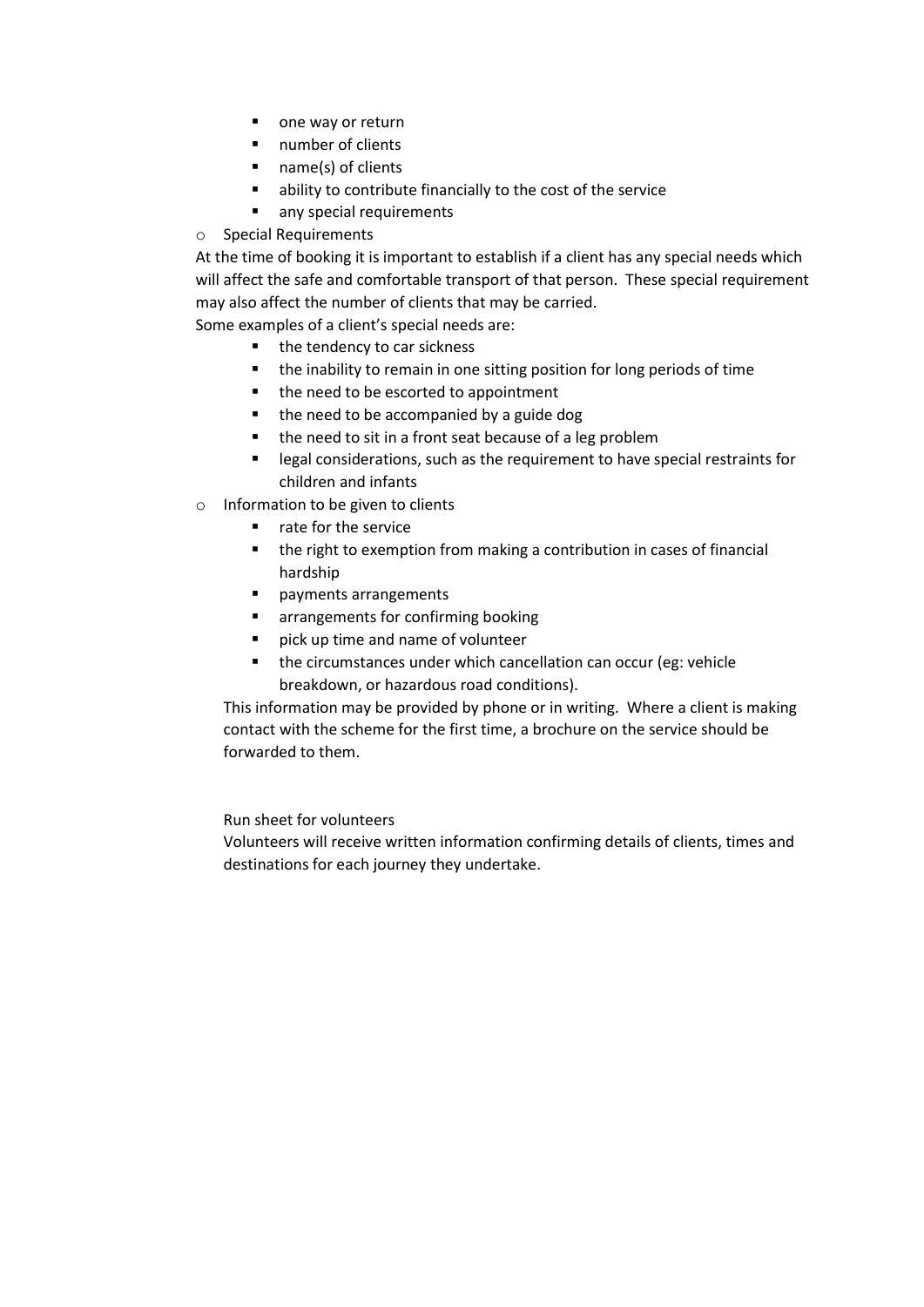- one way or return
    - number of clients
    - name(s) of clients
    - ability to contribute financially to the cost of the service
    - any special requirements
- Special Requirements

At the time of booking it is important to establish if a client has any special needs which will affect the safe and comfortable transport of that person. These special requirement may also affect the number of clients that may be carried.

Some examples of a client's special needs are:

    - the tendency to car sickness
    - the inability to remain in one sitting position for long periods of time
    - the need to be escorted to appointment
    - the need to be accompanied by a guide dog
    - the need to sit in a front seat because of a leg problem
    - legal considerations, such as the requirement to have special restraints for children and infants
- Information to be given to clients
    - rate for the service
    - the right to exemption from making a contribution in cases of financial hardship
    - payments arrangements
    - arrangements for confirming booking
    - pick up time and name of volunteer
    - the circumstances under which cancellation can occur (eg: vehicle breakdown, or hazardous road conditions).

  This information may be provided by phone or in writing. Where a client is making contact with the scheme for the first time, a brochure on the service should be forwarded to them.

Run sheet for volunteers

Volunteers will receive written information confirming details of clients, times and destinations for each journey they undertake.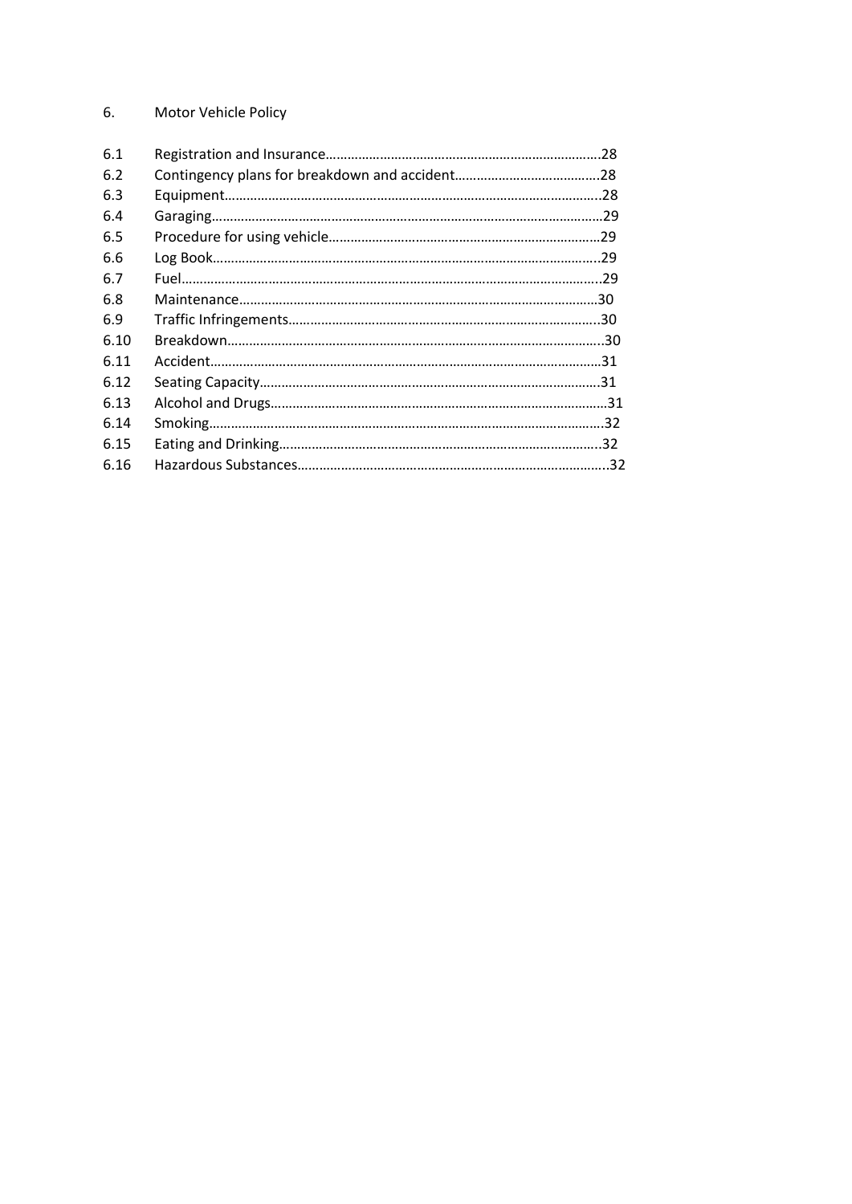6. Motor Vehicle Policy

| | | |
|---|---|---|
| 6.1 | Registration and Insurance | 28 |
| 6.2 | Contingency plans for breakdown and accident | 28 |
| 6.3 | Equipment | 28 |
| 6.4 | Garaging | 29 |
| 6.5 | Procedure for using vehicle | 29 |
| 6.6 | Log Book | 29 |
| 6.7 | Fuel | 29 |
| 6.8 | Maintenance | 30 |
| 6.9 | Traffic Infringements | 30 |
| 6.10 | Breakdown | 30 |
| 6.11 | Accident | 31 |
| 6.12 | Seating Capacity | 31 |
| 6.13 | Alcohol and Drugs | 31 |
| 6.14 | Smoking | 32 |
| 6.15 | Eating and Drinking | 32 |
| 6.16 | Hazardous Substances | 32 |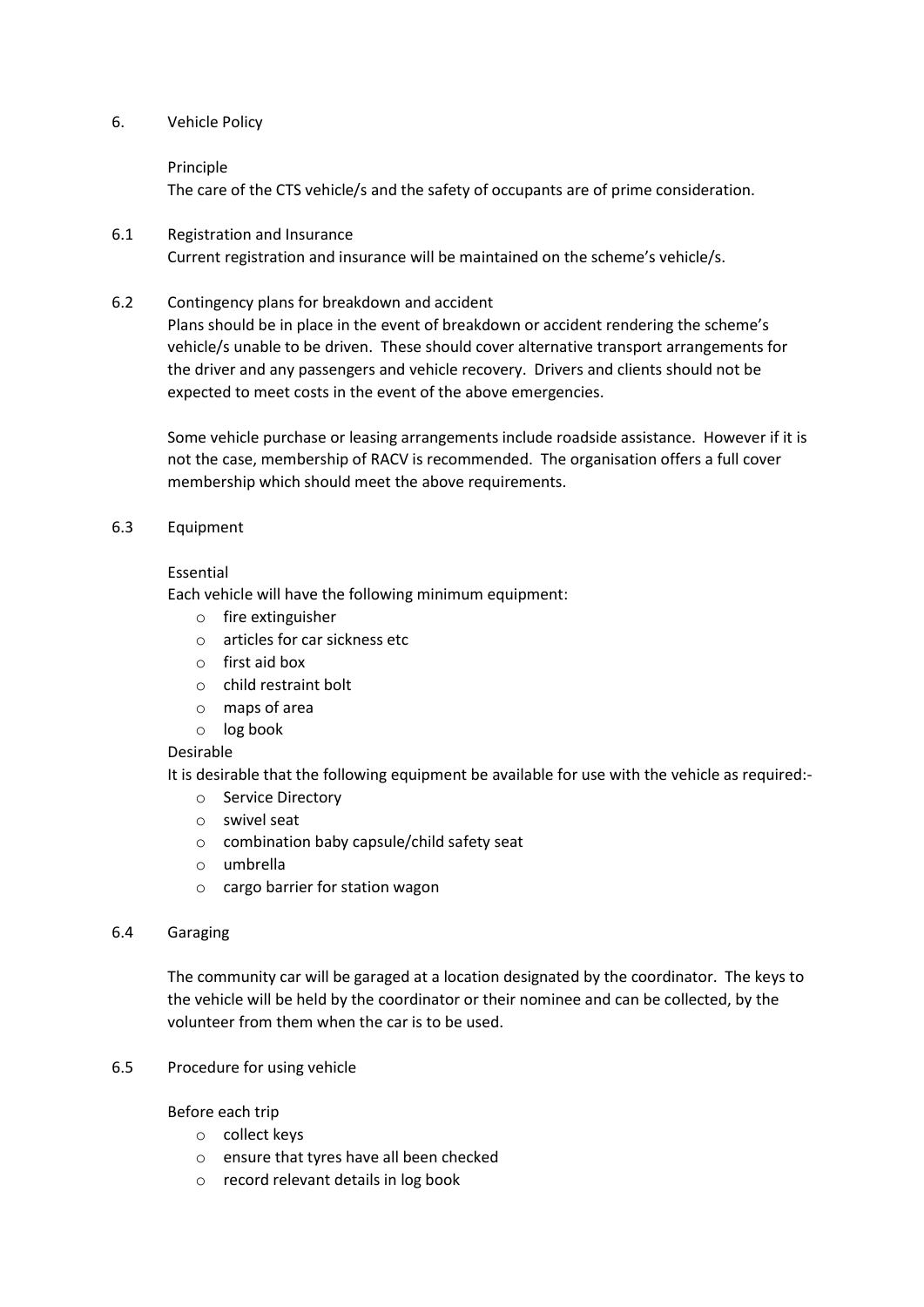## 6. Vehicle Policy

Principle

The care of the CTS vehicle/s and the safety of occupants are of prime consideration.

### 6.1 Registration and Insurance

Current registration and insurance will be maintained on the scheme's vehicle/s.

### 6.2 Contingency plans for breakdown and accident

Plans should be in place in the event of breakdown or accident rendering the scheme's vehicle/s unable to be driven. These should cover alternative transport arrangements for the driver and any passengers and vehicle recovery. Drivers and clients should not be expected to meet costs in the event of the above emergencies.

Some vehicle purchase or leasing arrangements include roadside assistance. However if it is not the case, membership of RACV is recommended. The organisation offers a full cover membership which should meet the above requirements.

### 6.3 Equipment

Essential

Each vehicle will have the following minimum equipment:

- fire extinguisher
- articles for car sickness etc
- first aid box
- child restraint bolt
- maps of area
- log book

Desirable

It is desirable that the following equipment be available for use with the vehicle as required:-

- Service Directory
- swivel seat
- combination baby capsule/child safety seat
- umbrella
- cargo barrier for station wagon

### 6.4 Garaging

The community car will be garaged at a location designated by the coordinator. The keys to the vehicle will be held by the coordinator or their nominee and can be collected, by the volunteer from them when the car is to be used.

### 6.5 Procedure for using vehicle

Before each trip

- collect keys
- ensure that tyres have all been checked
- record relevant details in log book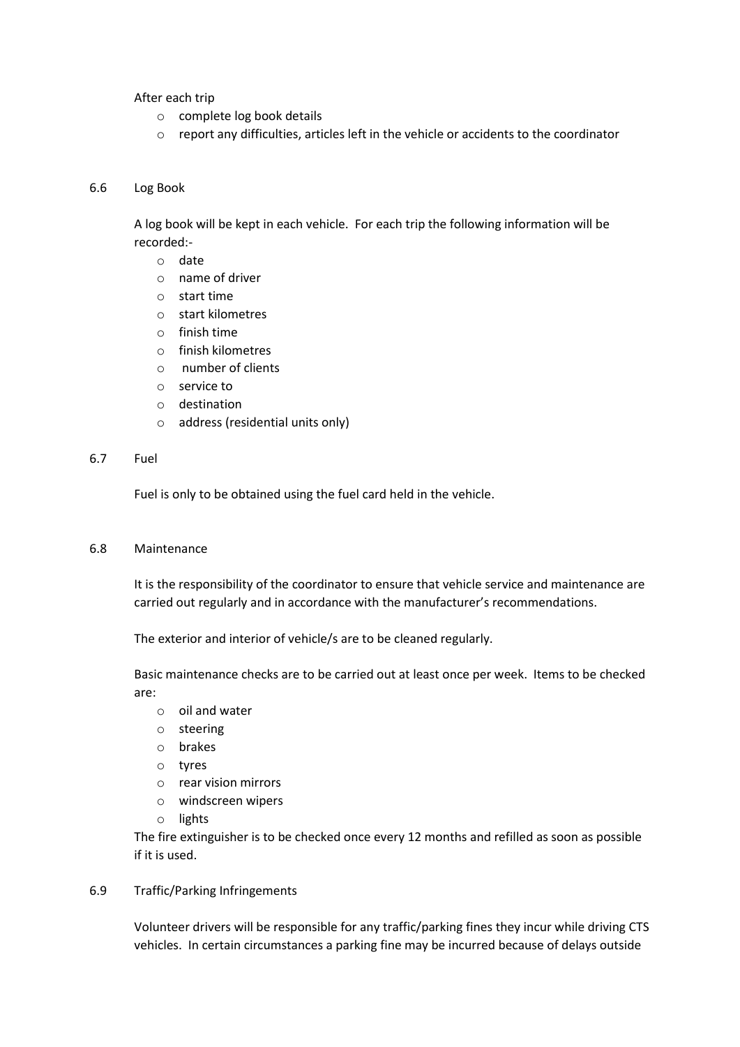After each trip

- complete log book details
- report any difficulties, articles left in the vehicle or accidents to the coordinator

### 6.6 Log Book

A log book will be kept in each vehicle. For each trip the following information will be recorded:-

- date
- name of driver
- start time
- start kilometres
- finish time
- finish kilometres
- number of clients
- service to
- destination
- address (residential units only)

### 6.7 Fuel

Fuel is only to be obtained using the fuel card held in the vehicle.

### 6.8 Maintenance

It is the responsibility of the coordinator to ensure that vehicle service and maintenance are carried out regularly and in accordance with the manufacturer's recommendations.

The exterior and interior of vehicle/s are to be cleaned regularly.

Basic maintenance checks are to be carried out at least once per week. Items to be checked are:

- oil and water
- steering
- brakes
- tyres
- rear vision mirrors
- windscreen wipers
- lights

The fire extinguisher is to be checked once every 12 months and refilled as soon as possible if it is used.

### 6.9 Traffic/Parking Infringements

Volunteer drivers will be responsible for any traffic/parking fines they incur while driving CTS vehicles. In certain circumstances a parking fine may be incurred because of delays outside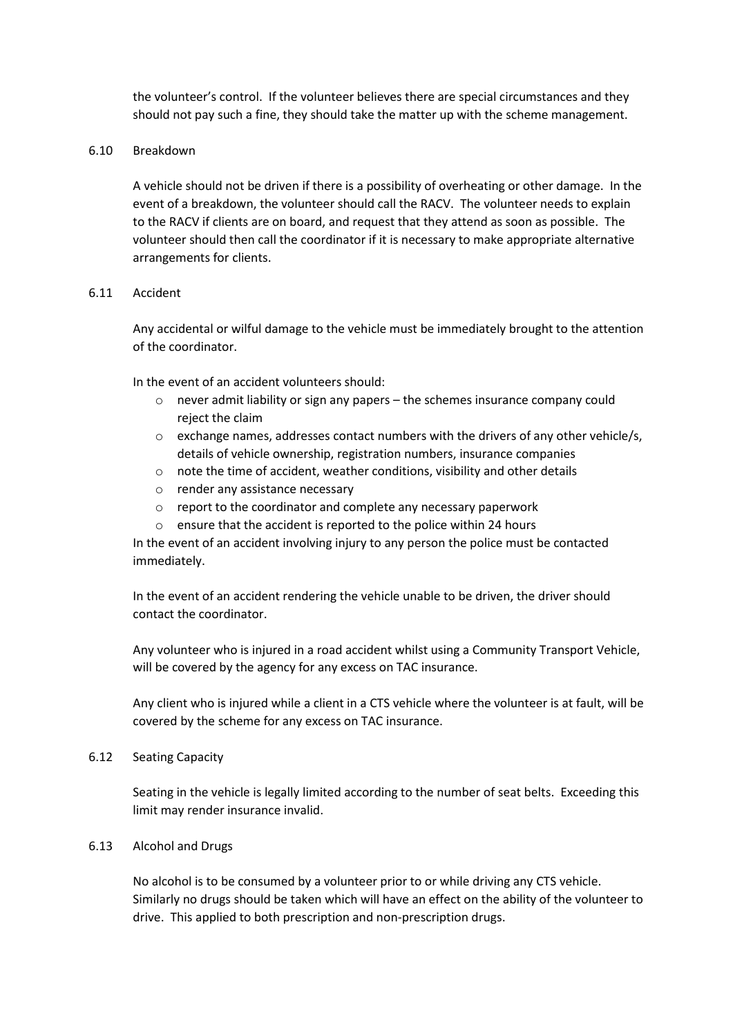the volunteer's control. If the volunteer believes there are special circumstances and they should not pay such a fine, they should take the matter up with the scheme management.

### 6.10 Breakdown

A vehicle should not be driven if there is a possibility of overheating or other damage. In the event of a breakdown, the volunteer should call the RACV. The volunteer needs to explain to the RACV if clients are on board, and request that they attend as soon as possible. The volunteer should then call the coordinator if it is necessary to make appropriate alternative arrangements for clients.

### 6.11 Accident

Any accidental or wilful damage to the vehicle must be immediately brought to the attention of the coordinator.

In the event of an accident volunteers should:

- never admit liability or sign any papers – the schemes insurance company could reject the claim
- exchange names, addresses contact numbers with the drivers of any other vehicle/s, details of vehicle ownership, registration numbers, insurance companies
- note the time of accident, weather conditions, visibility and other details
- render any assistance necessary
- report to the coordinator and complete any necessary paperwork
- ensure that the accident is reported to the police within 24 hours

In the event of an accident involving injury to any person the police must be contacted immediately.

In the event of an accident rendering the vehicle unable to be driven, the driver should contact the coordinator.

Any volunteer who is injured in a road accident whilst using a Community Transport Vehicle, will be covered by the agency for any excess on TAC insurance.

Any client who is injured while a client in a CTS vehicle where the volunteer is at fault, will be covered by the scheme for any excess on TAC insurance.

### 6.12 Seating Capacity

Seating in the vehicle is legally limited according to the number of seat belts. Exceeding this limit may render insurance invalid.

### 6.13 Alcohol and Drugs

No alcohol is to be consumed by a volunteer prior to or while driving any CTS vehicle. Similarly no drugs should be taken which will have an effect on the ability of the volunteer to drive. This applied to both prescription and non-prescription drugs.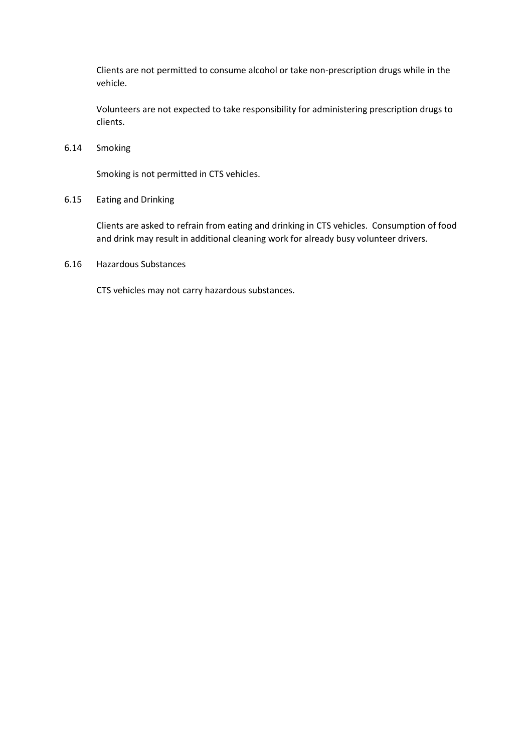Clients are not permitted to consume alcohol or take non-prescription drugs while in the vehicle.

Volunteers are not expected to take responsibility for administering prescription drugs to clients.

### 6.14 Smoking

Smoking is not permitted in CTS vehicles.

### 6.15 Eating and Drinking

Clients are asked to refrain from eating and drinking in CTS vehicles. Consumption of food and drink may result in additional cleaning work for already busy volunteer drivers.

### 6.16 Hazardous Substances

CTS vehicles may not carry hazardous substances.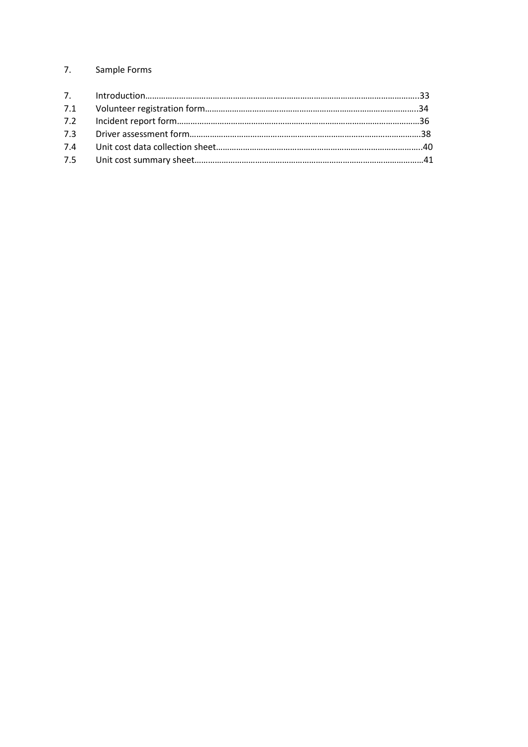# 7. Sample Forms

| | | |
|---|---|---|
| 7. | Introduction | 33 |
| 7.1 | Volunteer registration form | 34 |
| 7.2 | Incident report form | 36 |
| 7.3 | Driver assessment form | 38 |
| 7.4 | Unit cost data collection sheet | 40 |
| 7.5 | Unit cost summary sheet | 41 |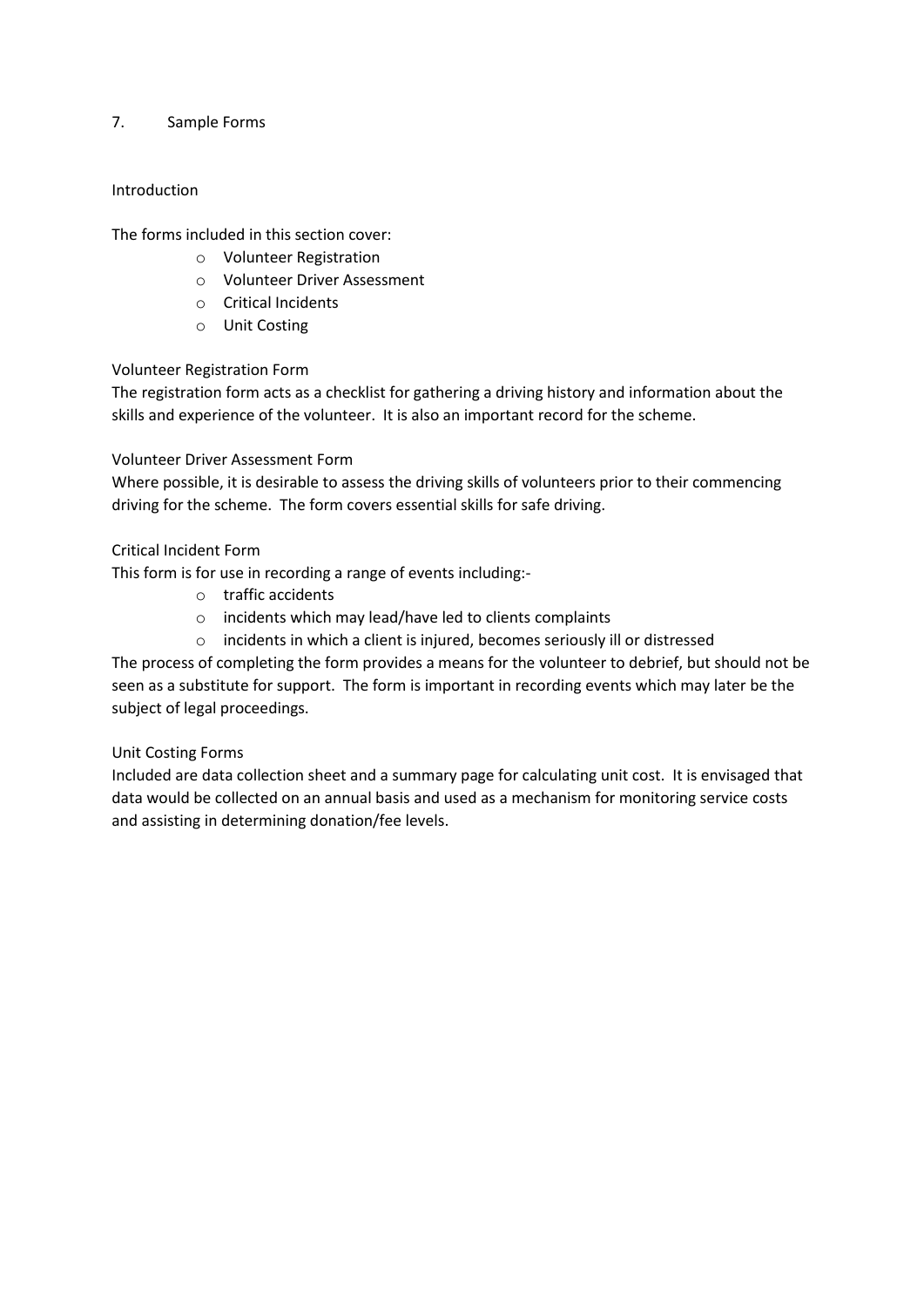# 7. Sample Forms

## Introduction

The forms included in this section cover:

- Volunteer Registration
- Volunteer Driver Assessment
- Critical Incidents
- Unit Costing

### Volunteer Registration Form

The registration form acts as a checklist for gathering a driving history and information about the skills and experience of the volunteer. It is also an important record for the scheme.

### Volunteer Driver Assessment Form

Where possible, it is desirable to assess the driving skills of volunteers prior to their commencing driving for the scheme. The form covers essential skills for safe driving.

### Critical Incident Form

This form is for use in recording a range of events including:-

- traffic accidents
- incidents which may lead/have led to clients complaints
- incidents in which a client is injured, becomes seriously ill or distressed

The process of completing the form provides a means for the volunteer to debrief, but should not be seen as a substitute for support. The form is important in recording events which may later be the subject of legal proceedings.

### Unit Costing Forms

Included are data collection sheet and a summary page for calculating unit cost. It is envisaged that data would be collected on an annual basis and used as a mechanism for monitoring service costs and assisting in determining donation/fee levels.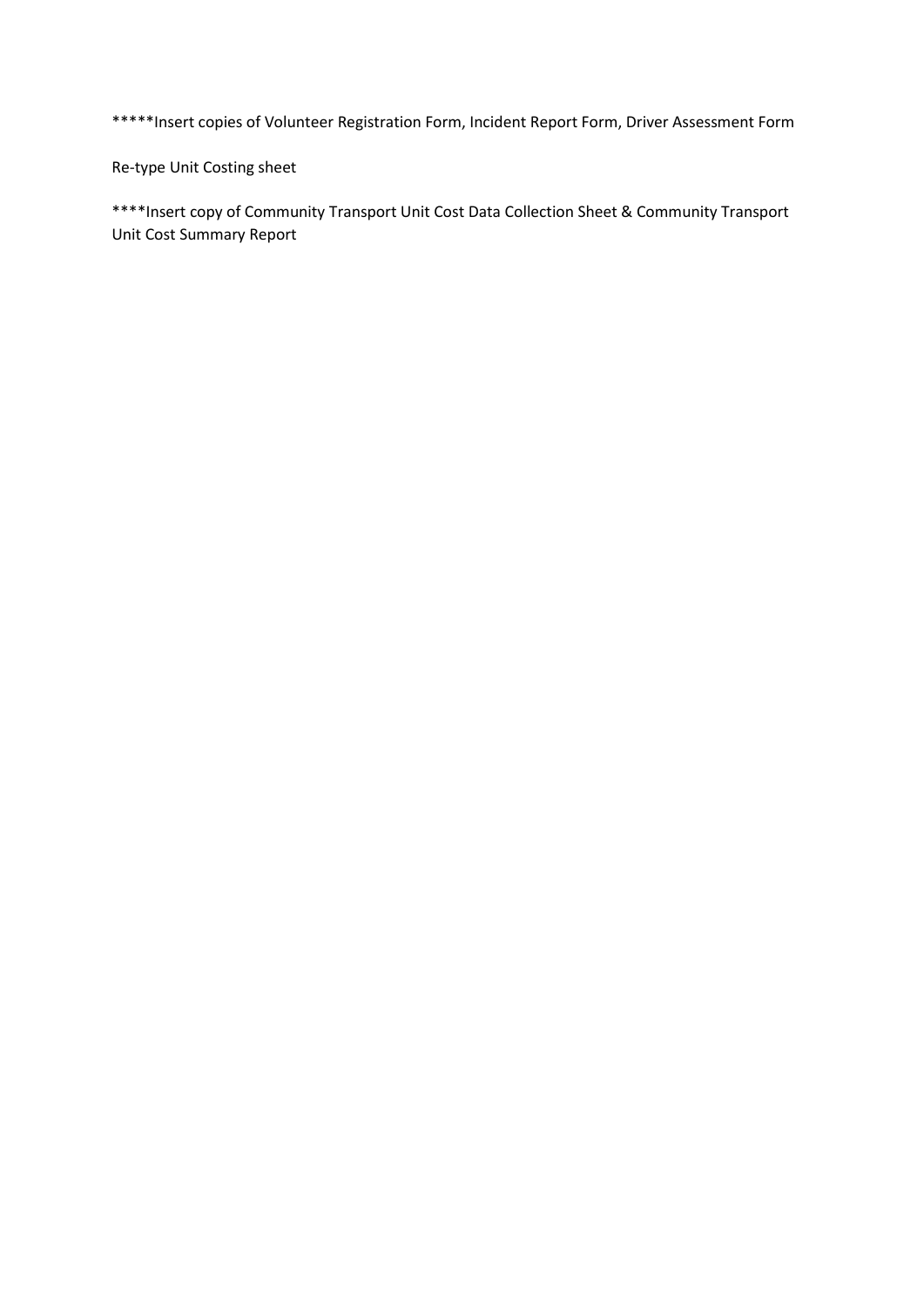*****Insert copies of Volunteer Registration Form, Incident Report Form, Driver Assessment Form

Re-type Unit Costing sheet

****Insert copy of Community Transport Unit Cost Data Collection Sheet & Community Transport Unit Cost Summary Report